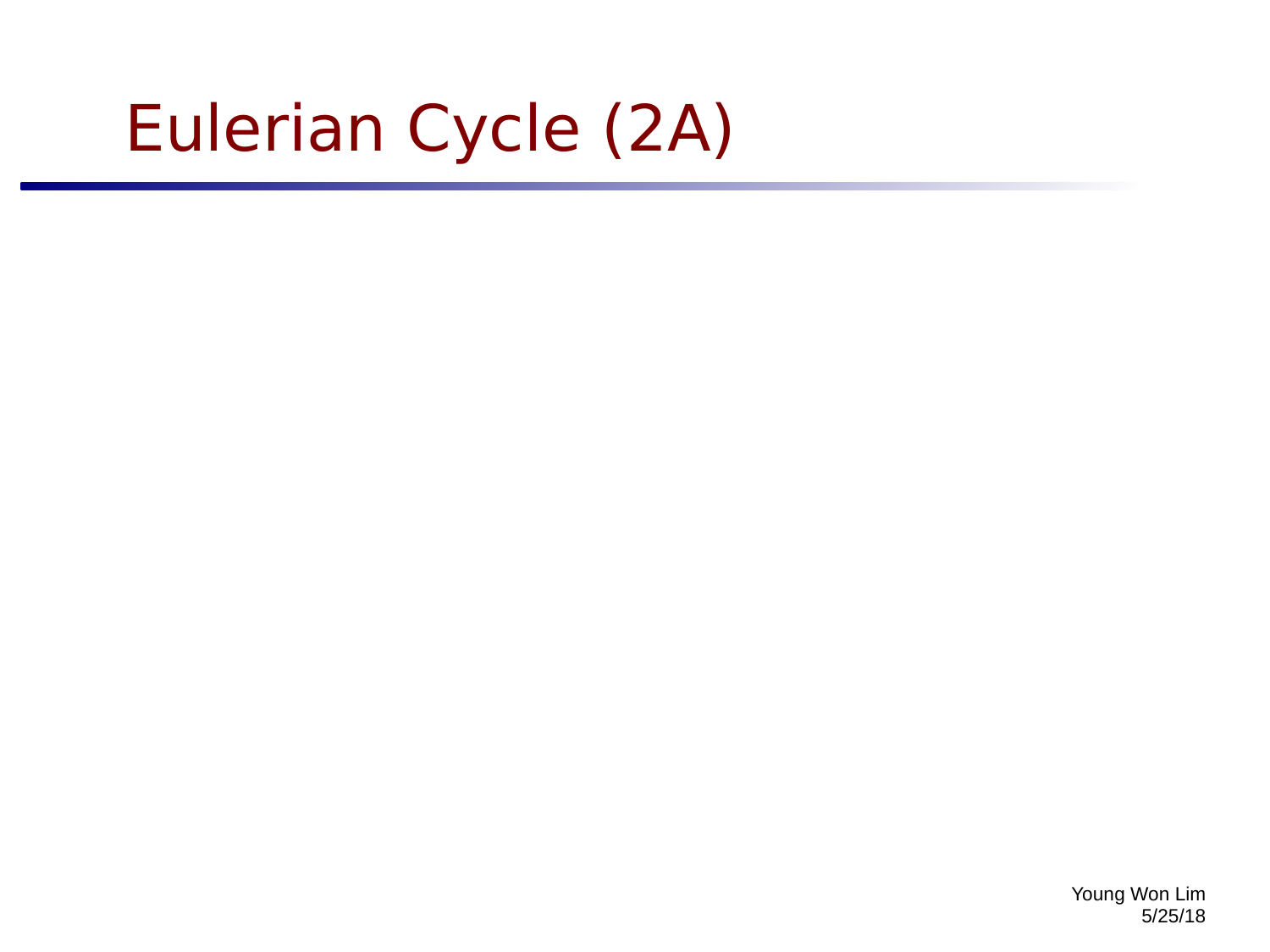# Eulerian Cycle (2A)

Young Won Lim
5/25/18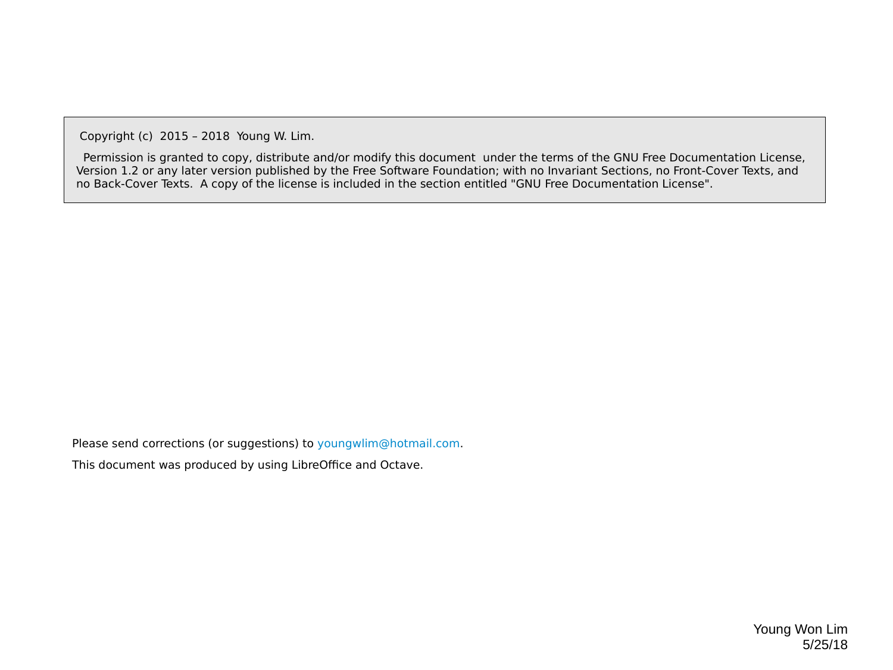Copyright (c) 2015 – 2018 Young W. Lim.

Permission is granted to copy, distribute and/or modify this document under the terms of the GNU Free Documentation License, Version 1.2 or any later version published by the Free Software Foundation; with no Invariant Sections, no Front-Cover Texts, and no Back-Cover Texts. A copy of the license is included in the section entitled "GNU Free Documentation License".

Please send corrections (or suggestions) to youngwlim@hotmail.com.

This document was produced by using LibreOffice and Octave.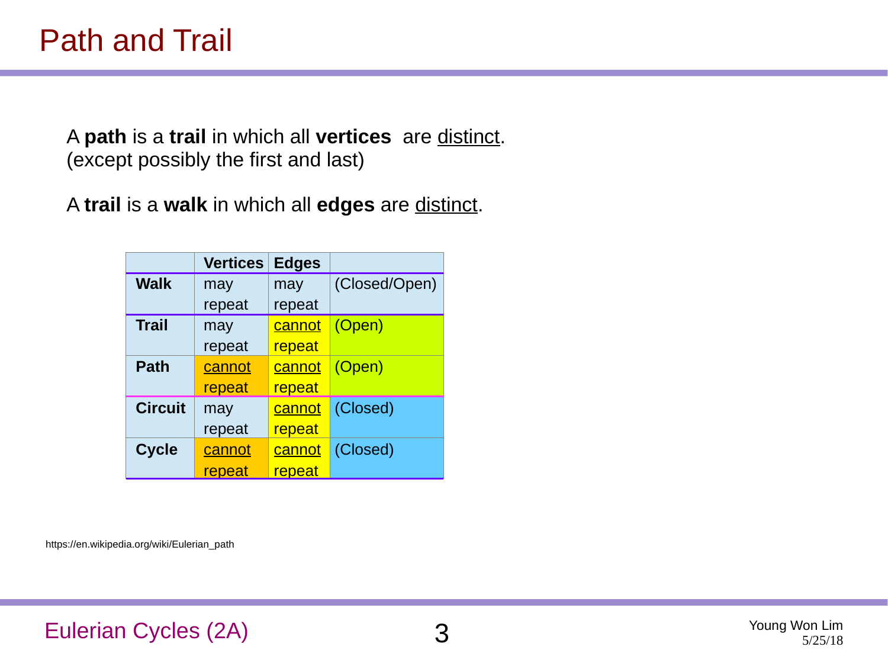# Path and Trail

A **path** is a **trail** in which all **vertices** are distinct.
(except possibly the first and last)

A **trail** is a **walk** in which all **edges** are distinct.

| | Vertices | Edges | |
|---|---|---|---|
| **Walk** | may repeat | may repeat | (Closed/Open) |
| **Trail** | may repeat | cannot repeat | (Open) |
| **Path** | cannot repeat | cannot repeat | (Open) |
| **Circuit** | may repeat | cannot repeat | (Closed) |
| **Cycle** | cannot repeat | cannot repeat | (Closed) |

https://en.wikipedia.org/wiki/Eulerian_path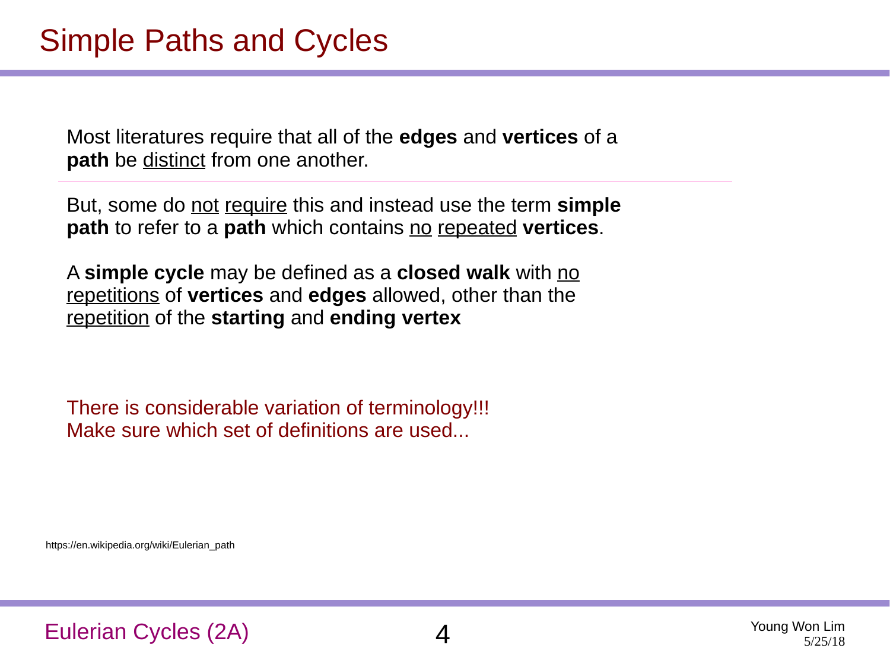# Simple Paths and Cycles

Most literatures require that all of the **edges** and **vertices** of a **path** be distinct from one another.

---

But, some do not require this and instead use the term **simple path** to refer to a **path** which contains no repeated **vertices**.

A **simple cycle** may be defined as a **closed walk** with no repetitions of **vertices** and **edges** allowed, other than the repetition of the **starting** and **ending vertex**

There is considerable variation of terminology!!!
Make sure which set of definitions are used...

https://en.wikipedia.org/wiki/Eulerian_path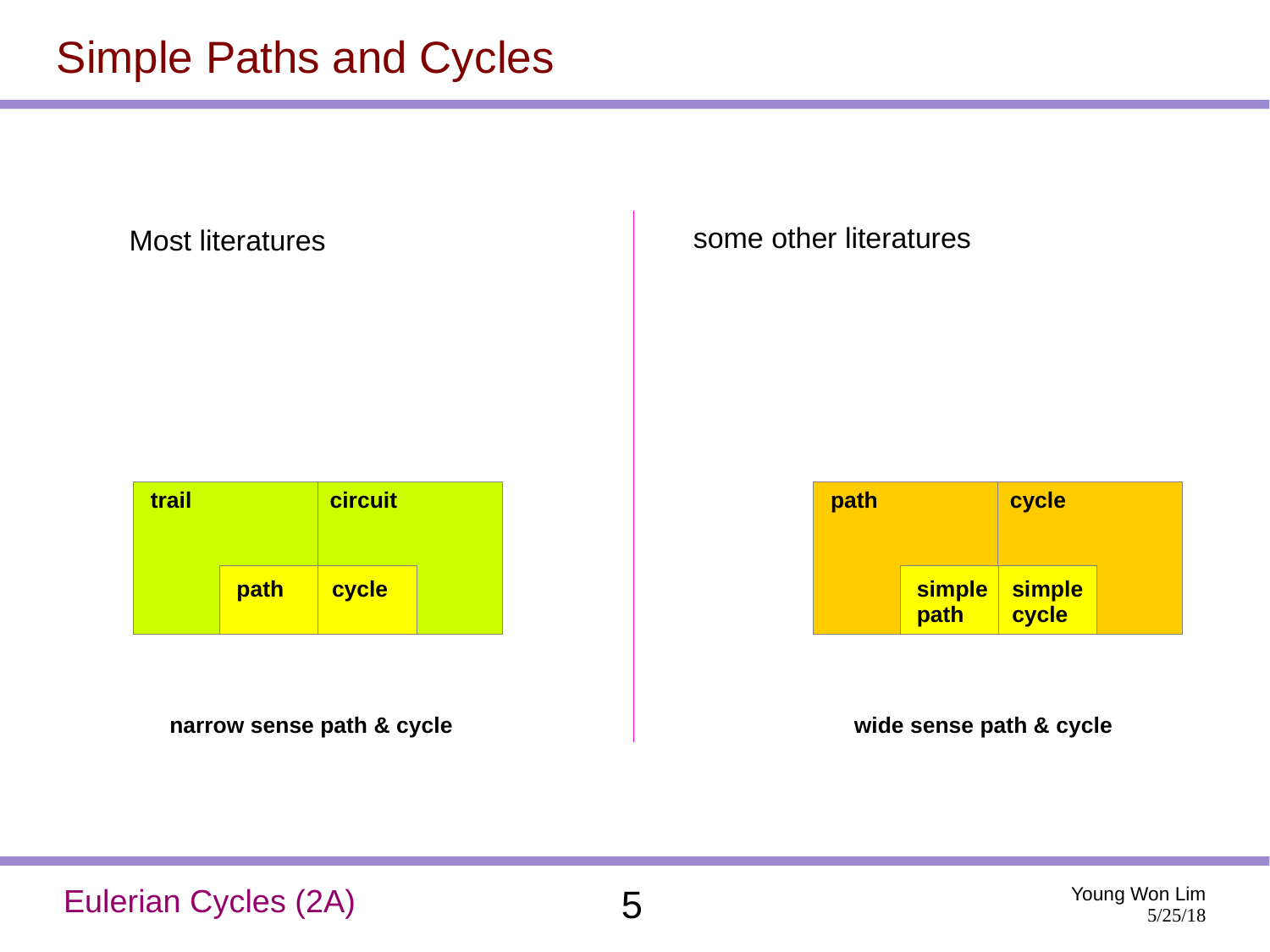# Simple Paths and Cycles

Most literatures

| trail | circuit |
| --- | --- |
| path | cycle |

**narrow sense path & cycle**

some other literatures

| path | cycle |
| --- | --- |
| simple path | simple cycle |

**wide sense path & cycle**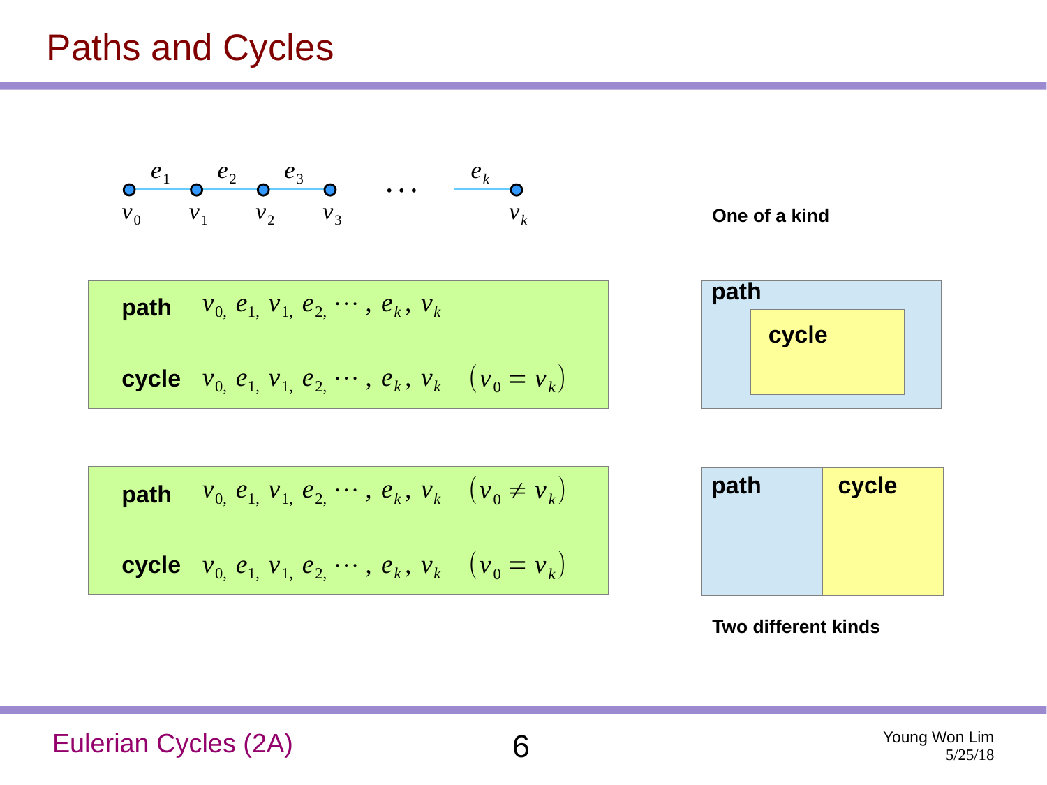# Paths and Cycles

$v_0 \xrightarrow{e_1} v_1 \xrightarrow{e_2} v_2 \xrightarrow{e_3} v_3 \quad \cdots \quad \xrightarrow{e_k} v_k$

**One of a kind**

**path** $v_{0,}\ e_{1,}\ v_{1,}\ e_{2,}\ \cdots,\ e_k,\ v_k$

**cycle** $v_{0,}\ e_{1,}\ v_{1,}\ e_{2,}\ \cdots,\ e_k,\ v_k \quad (v_0 = v_k)$

path ⊃ cycle

**Two different kinds**

**path** $v_{0,}\ e_{1,}\ v_{1,}\ e_{2,}\ \cdots,\ e_k,\ v_k \quad (v_0 \neq v_k)$

**cycle** $v_{0,}\ e_{1,}\ v_{1,}\ e_{2,}\ \cdots,\ e_k,\ v_k \quad (v_0 = v_k)$

path | cycle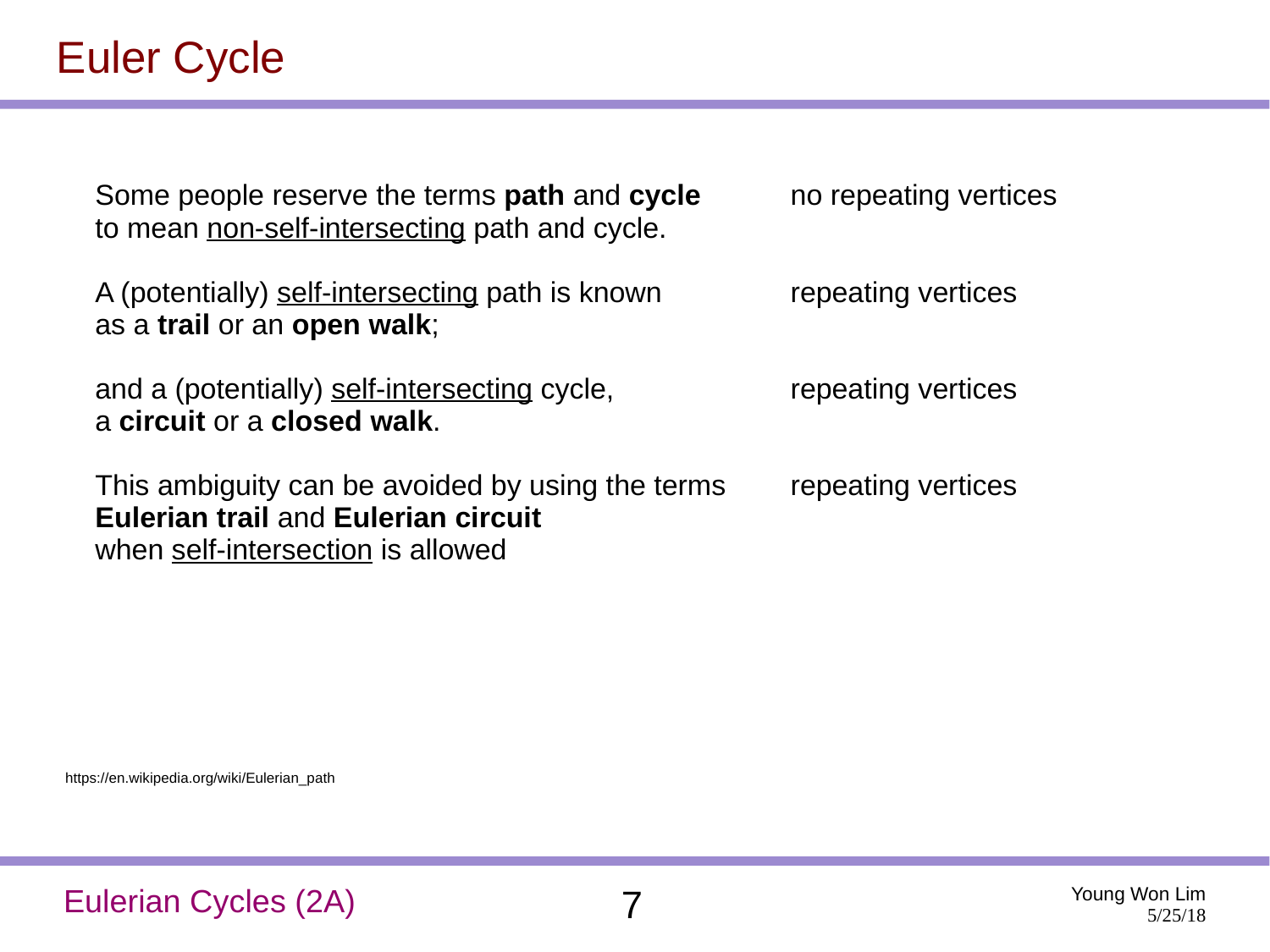# Euler Cycle

| | |
|---|---|
| Some people reserve the terms **path** and **cycle** to mean <u>non-self-intersecting</u> path and cycle. | no repeating vertices |
| A (potentially) <u>self-intersecting</u> path is known as a **trail** or an **open walk**; | repeating vertices |
| and a (potentially) <u>self-intersecting</u> cycle, a **circuit** or a **closed walk**. | repeating vertices |
| This ambiguity can be avoided by using the terms **Eulerian trail** and **Eulerian circuit** when <u>self-intersection</u> is allowed | repeating vertices |

https://en.wikipedia.org/wiki/Eulerian_path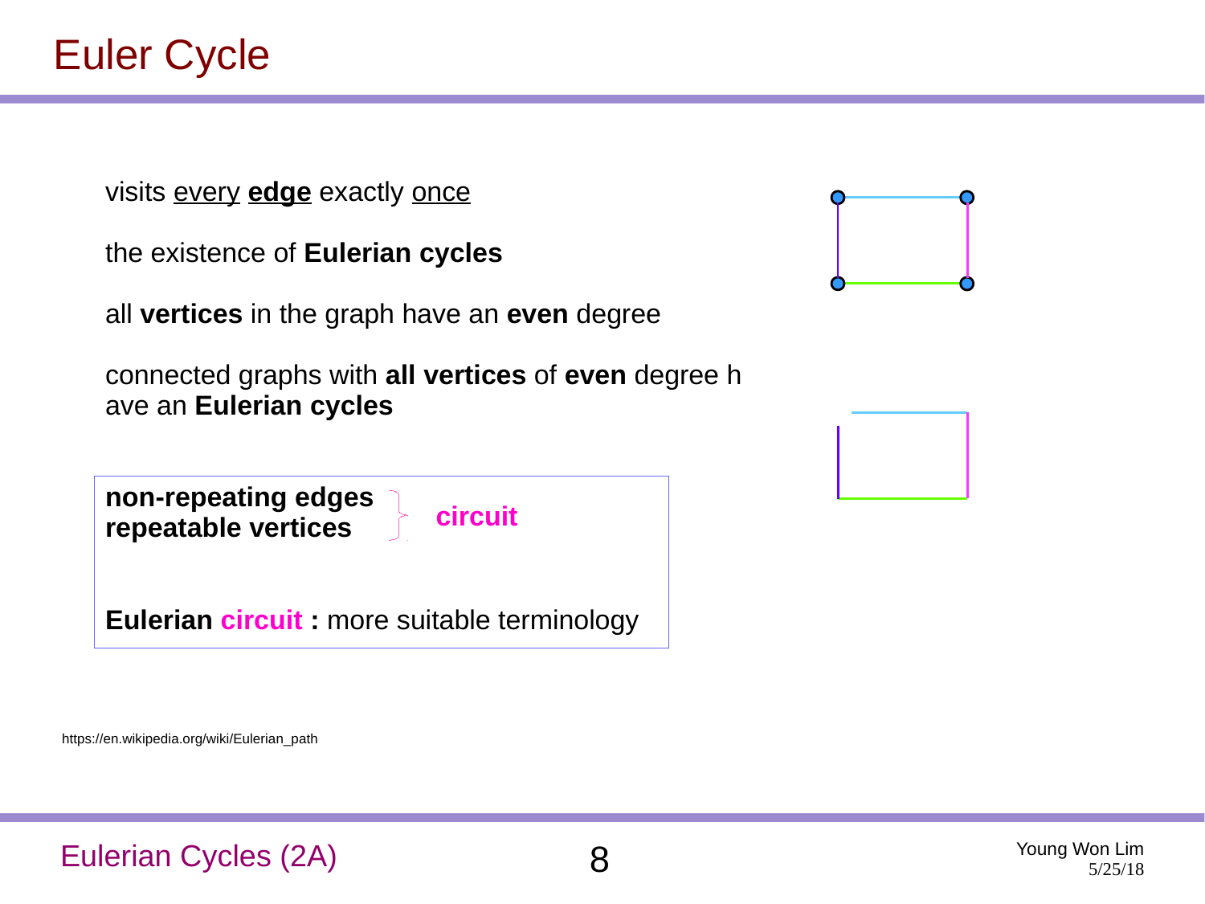# Euler Cycle

visits every **edge** exactly once

the existence of **Eulerian cycles**

all **vertices** in the graph have an **even** degree

connected graphs with **all vertices** of **even** degree h ave an **Eulerian cycles**

**non-repeating edges**
**repeatable vertices**
} **circuit**

**Eulerian circuit :** more suitable terminology

https://en.wikipedia.org/wiki/Eulerian_path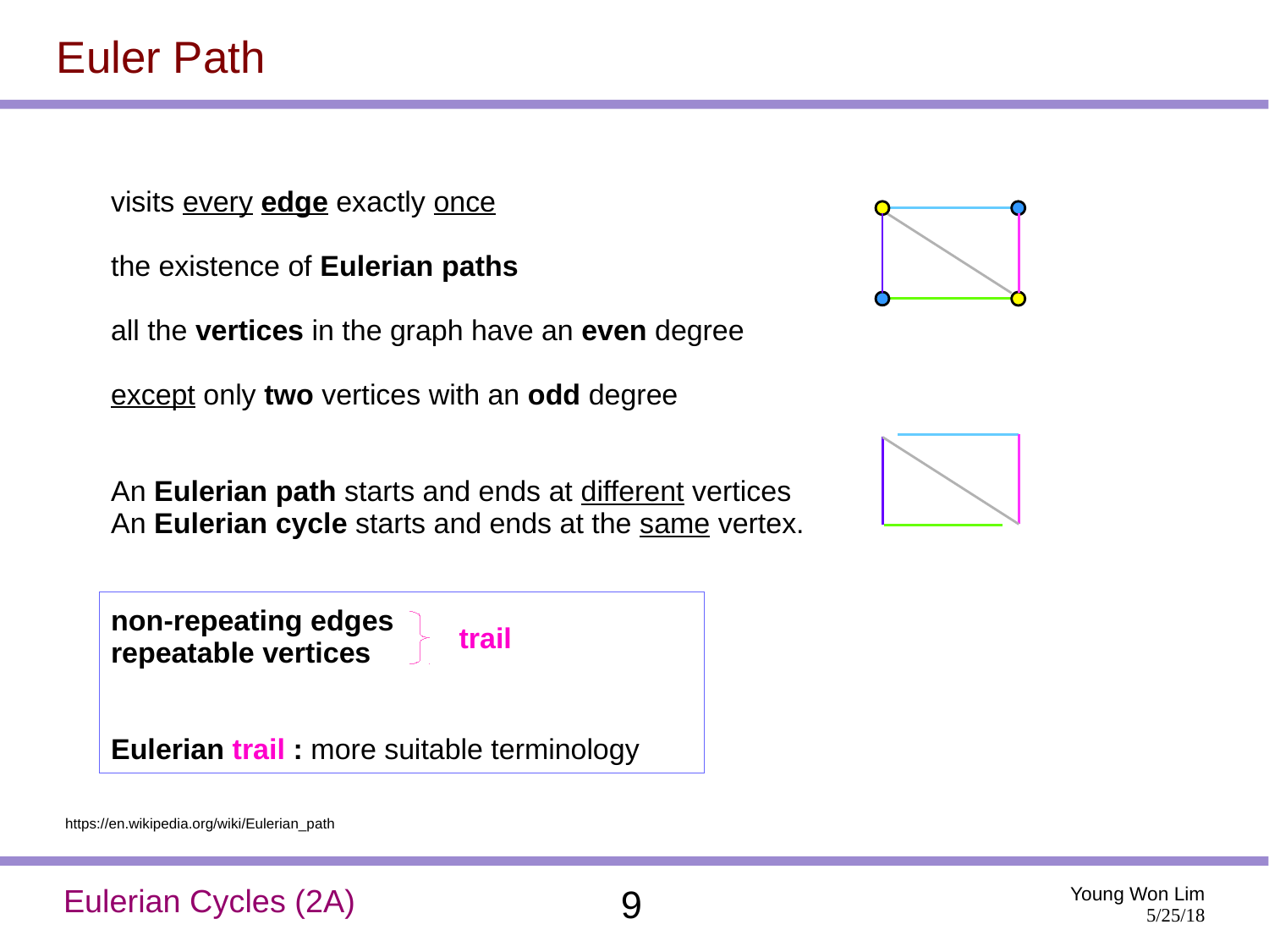# Euler Path

visits every **edge** exactly once

the existence of **Eulerian paths**

all the **vertices** in the graph have an **even** degree

except only **two** vertices with an **odd** degree

An **Eulerian path** starts and ends at different vertices
An **Eulerian cycle** starts and ends at the same vertex.

**non-repeating edges**
**repeatable vertices**
} **trail**

**Eulerian trail :** more suitable terminology

https://en.wikipedia.org/wiki/Eulerian_path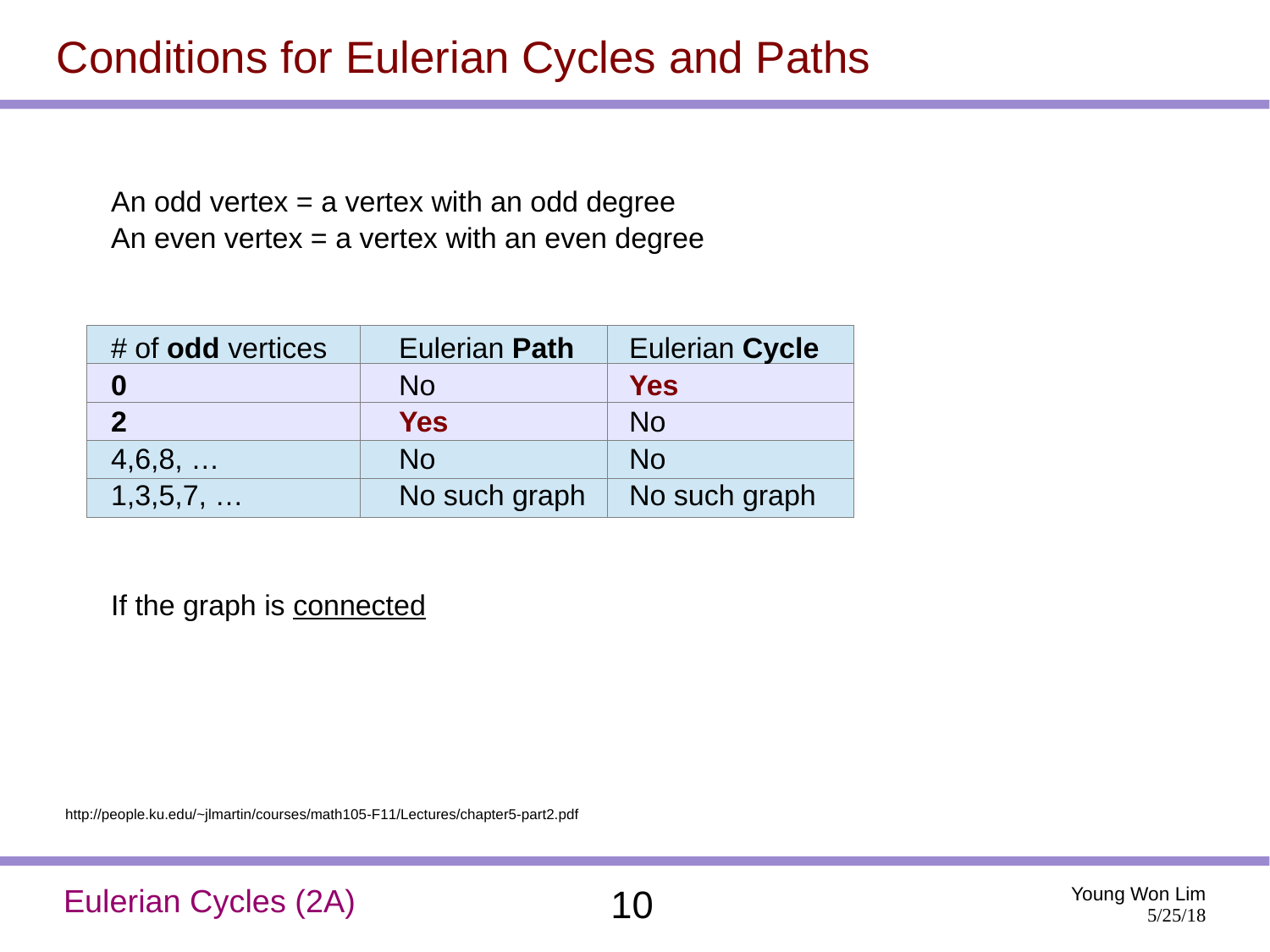# Conditions for Eulerian Cycles and Paths

An odd vertex = a vertex with an odd degree
An even vertex = a vertex with an even degree

| # of **odd** vertices | Eulerian **Path** | Eulerian **Cycle** |
|---|---|---|
| **0** | No | **Yes** |
| **2** | **Yes** | No |
| 4,6,8, … | No | No |
| 1,3,5,7, … | No such graph | No such graph |

If the graph is <u>connected</u>

http://people.ku.edu/~jlmartin/courses/math105-F11/Lectures/chapter5-part2.pdf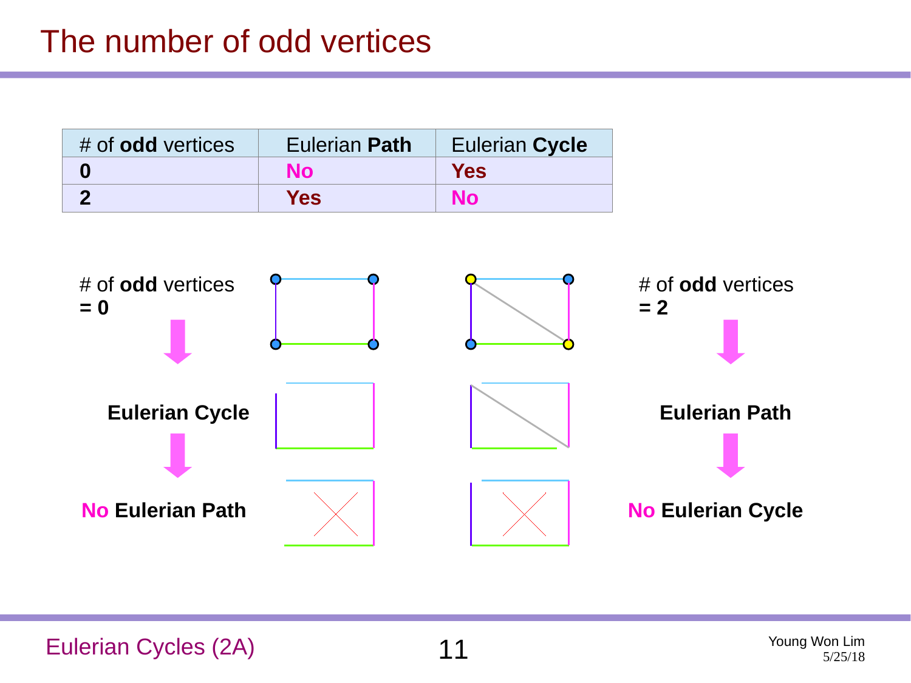# The number of odd vertices

| # of **odd** vertices | Eulerian **Path** | Eulerian **Cycle** |
|---|---|---|
| **0** | **No** | **Yes** |
| **2** | **Yes** | **No** |

# of **odd** vertices **= 0**

**Eulerian Cycle**

**No Eulerian Path**

# of **odd** vertices **= 2**

**Eulerian Path**

**No Eulerian Cycle**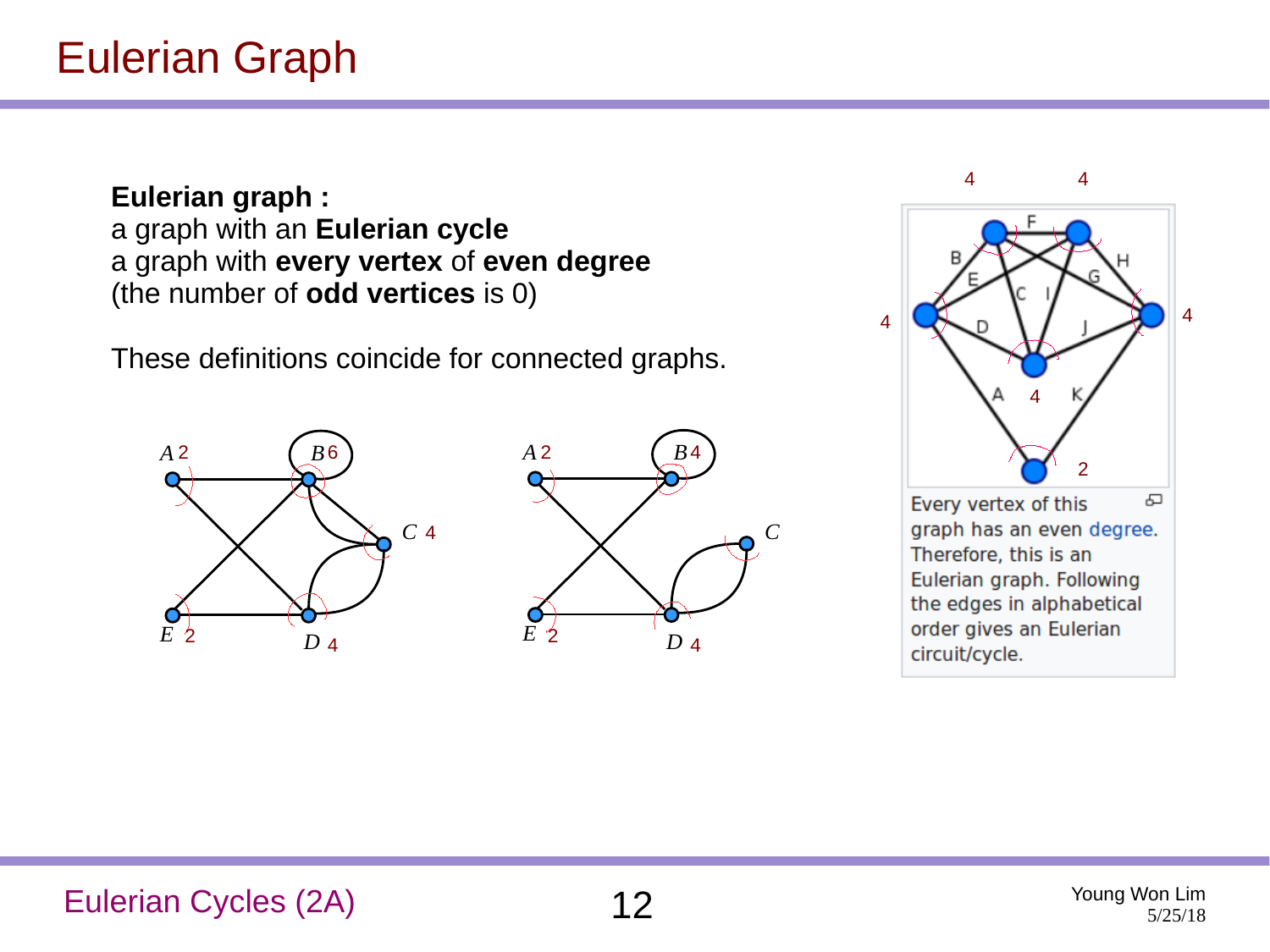# Eulerian Graph

**Eulerian graph :**
a graph with an **Eulerian cycle**
a graph with **every vertex** of **even degree**
(the number of **odd vertices** is 0)

These definitions coincide for connected graphs.

Every vertex of this graph has an even degree. Therefore, this is an Eulerian graph. Following the edges in alphabetical order gives an Eulerian circuit/cycle.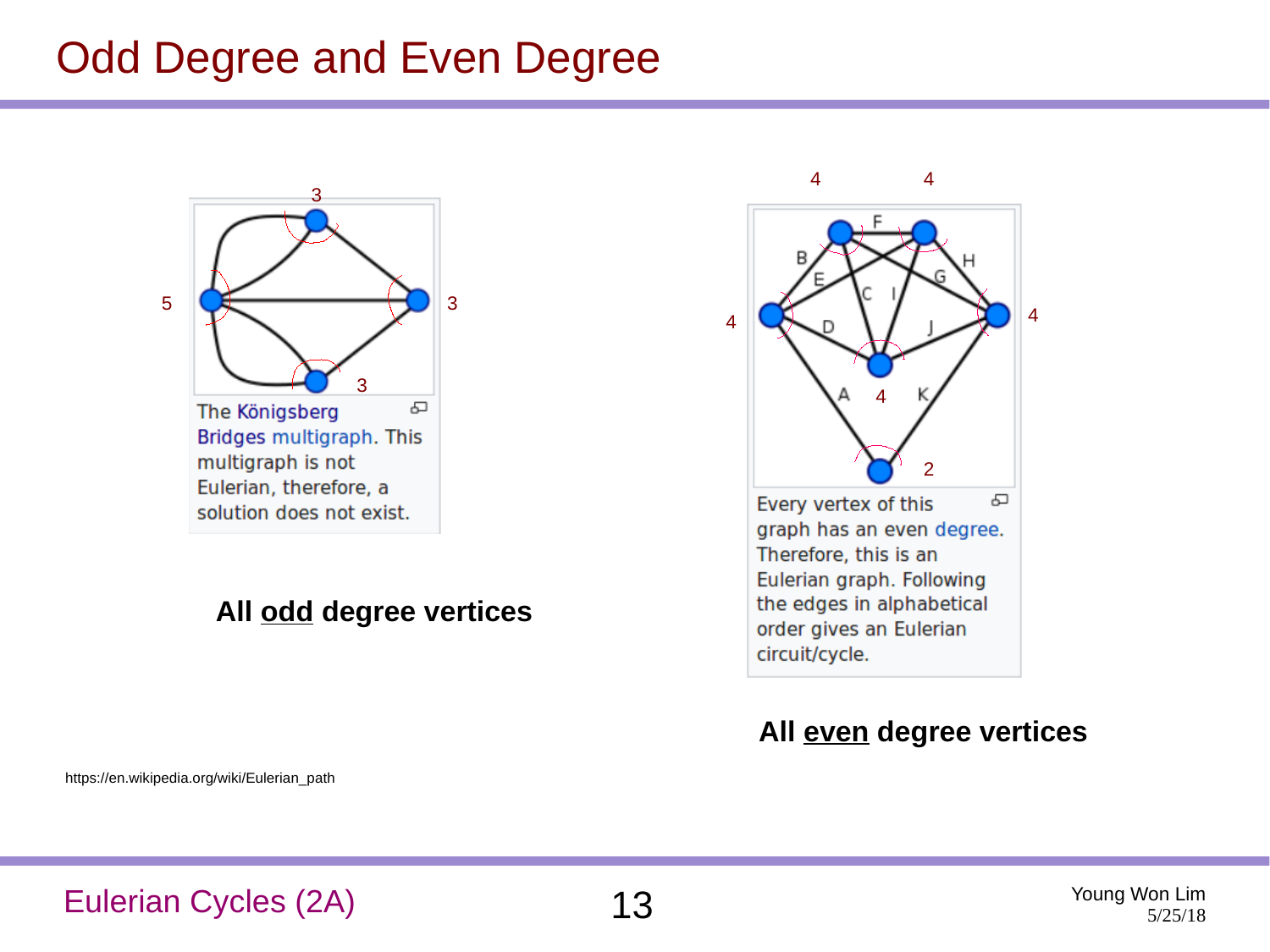# Odd Degree and Even Degree

The Königsberg Bridges multigraph. This multigraph is not Eulerian, therefore, a solution does not exist.

**All odd degree vertices**

Every vertex of this graph has an even degree. Therefore, this is an Eulerian graph. Following the edges in alphabetical order gives an Eulerian circuit/cycle.

**All even degree vertices**

https://en.wikipedia.org/wiki/Eulerian_path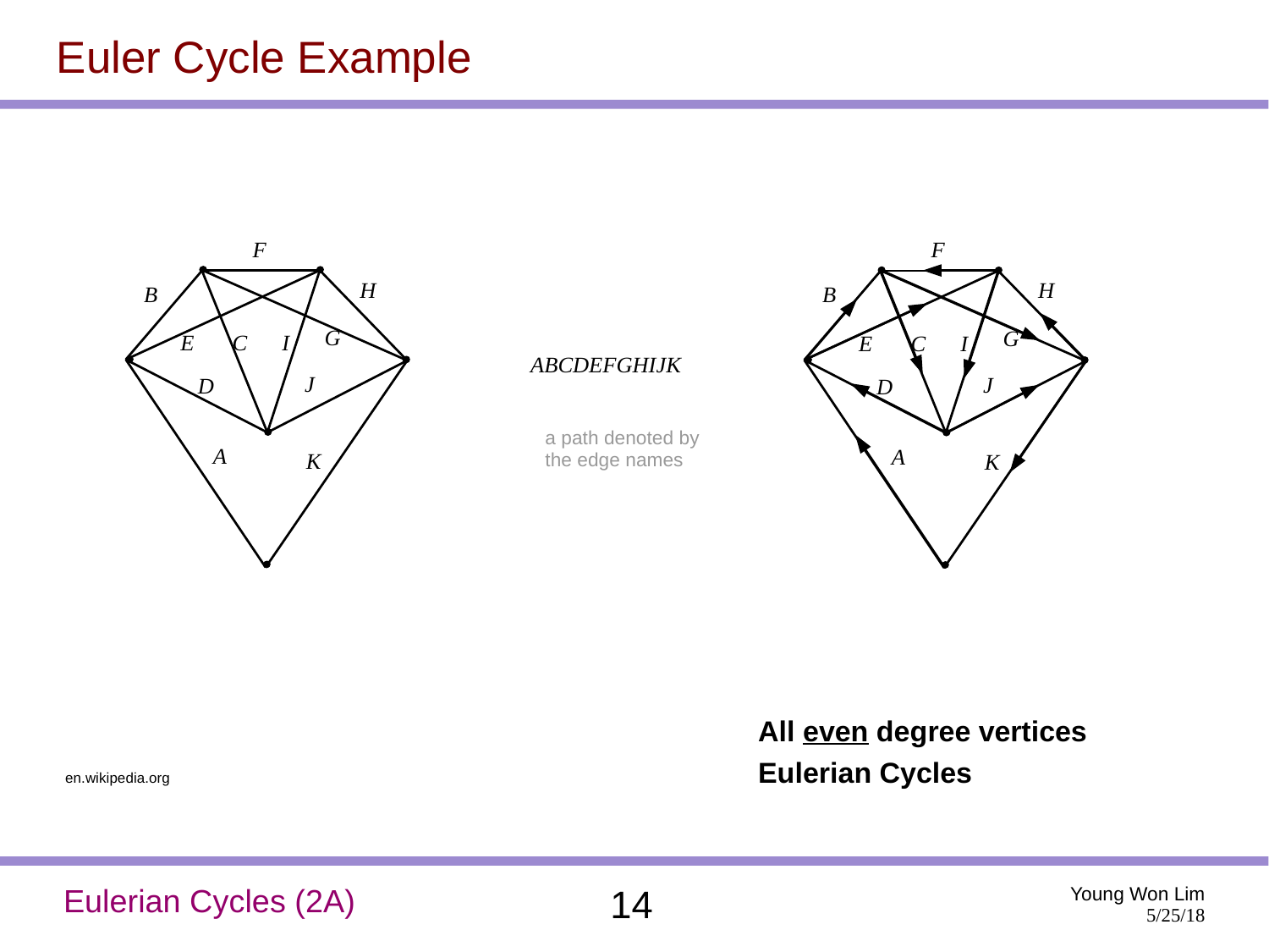# Euler Cycle Example

*ABCDEFGHIJK*

a path denoted by the edge names

**All <u>even</u> degree vertices**

**Eulerian Cycles**

en.wikipedia.org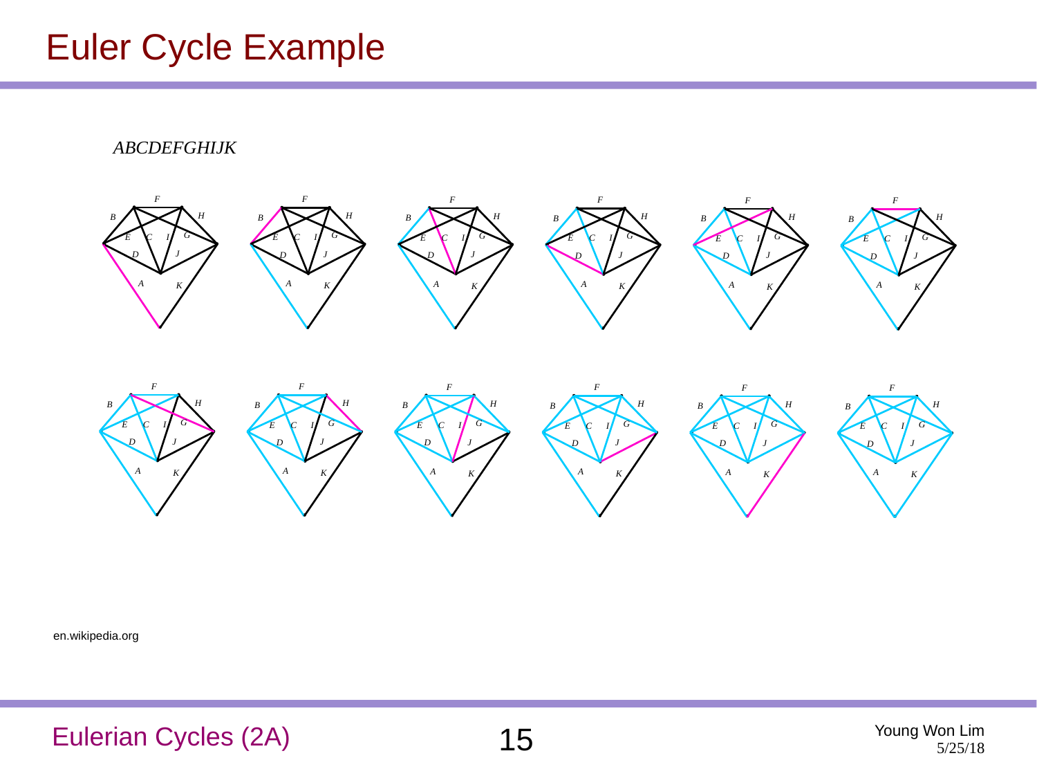# Euler Cycle Example

*ABCDEFGHIJK*

en.wikipedia.org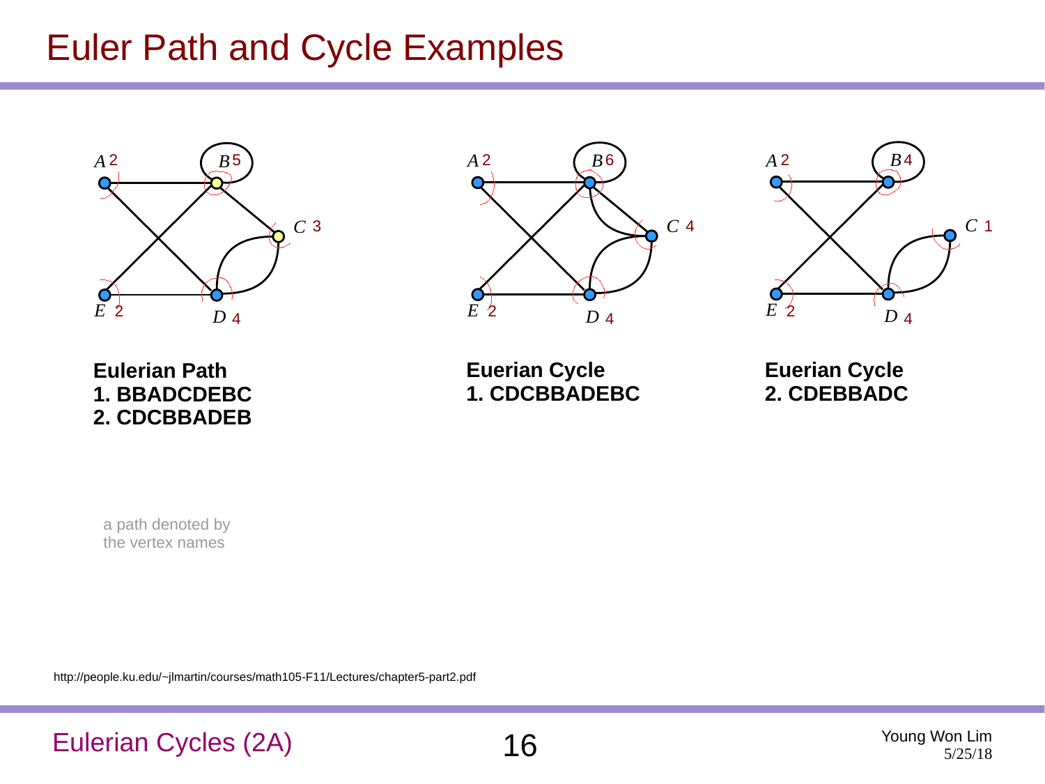# Euler Path and Cycle Examples

**Eulerian Path**
**1. BBADCDEBC**
**2. CDCBBADEB**

**Euerian Cycle**
**1. CDCBBADEBC**

**Euerian Cycle**
**2. CDEBBADC**

a path denoted by the vertex names

http://people.ku.edu/~jlmartin/courses/math105-F11/Lectures/chapter5-part2.pdf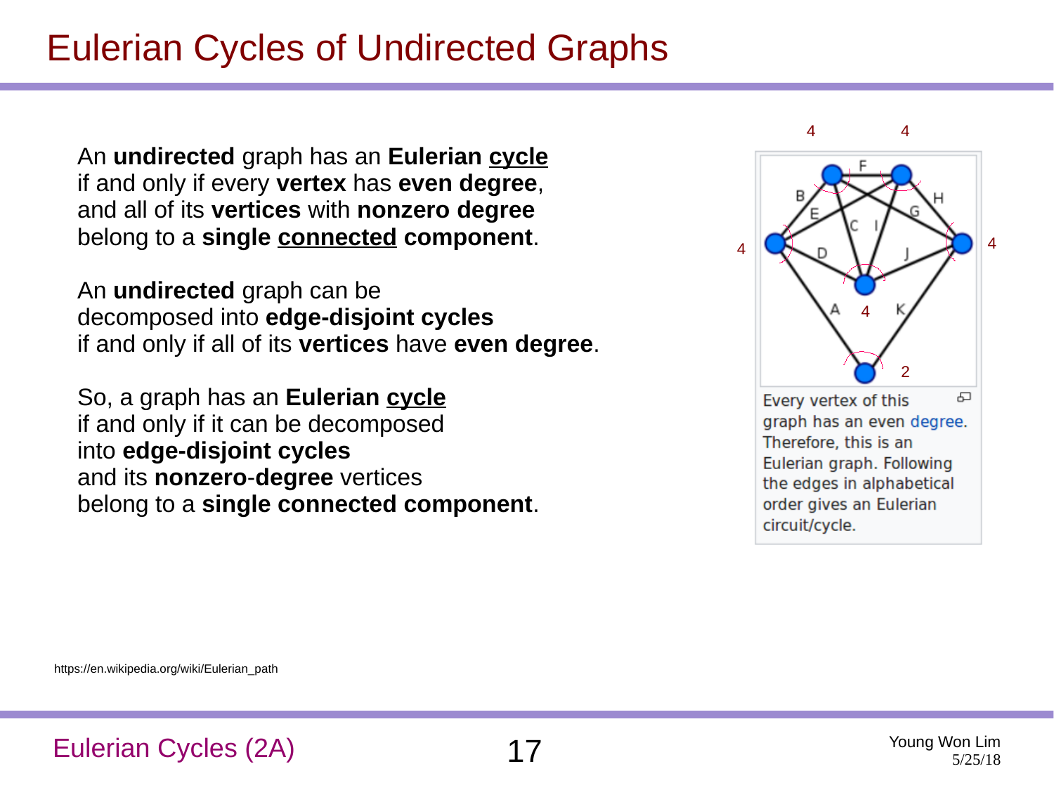# Eulerian Cycles of Undirected Graphs

An **undirected** graph has an **Eulerian <u>cycle</u>** if and only if every **vertex** has **even degree**, and all of its **vertices** with **nonzero degree** belong to a **single <u>connected</u> component**.

An **undirected** graph can be decomposed into **edge-disjoint cycles** if and only if all of its **vertices** have **even degree**.

So, a graph has an **Eulerian <u>cycle</u>** if and only if it can be decomposed into **edge-disjoint cycles** and its **nonzero**-**degree** vertices belong to a **single connected component**.

Every vertex of this graph has an even degree. Therefore, this is an Eulerian graph. Following the edges in alphabetical order gives an Eulerian circuit/cycle.

https://en.wikipedia.org/wiki/Eulerian_path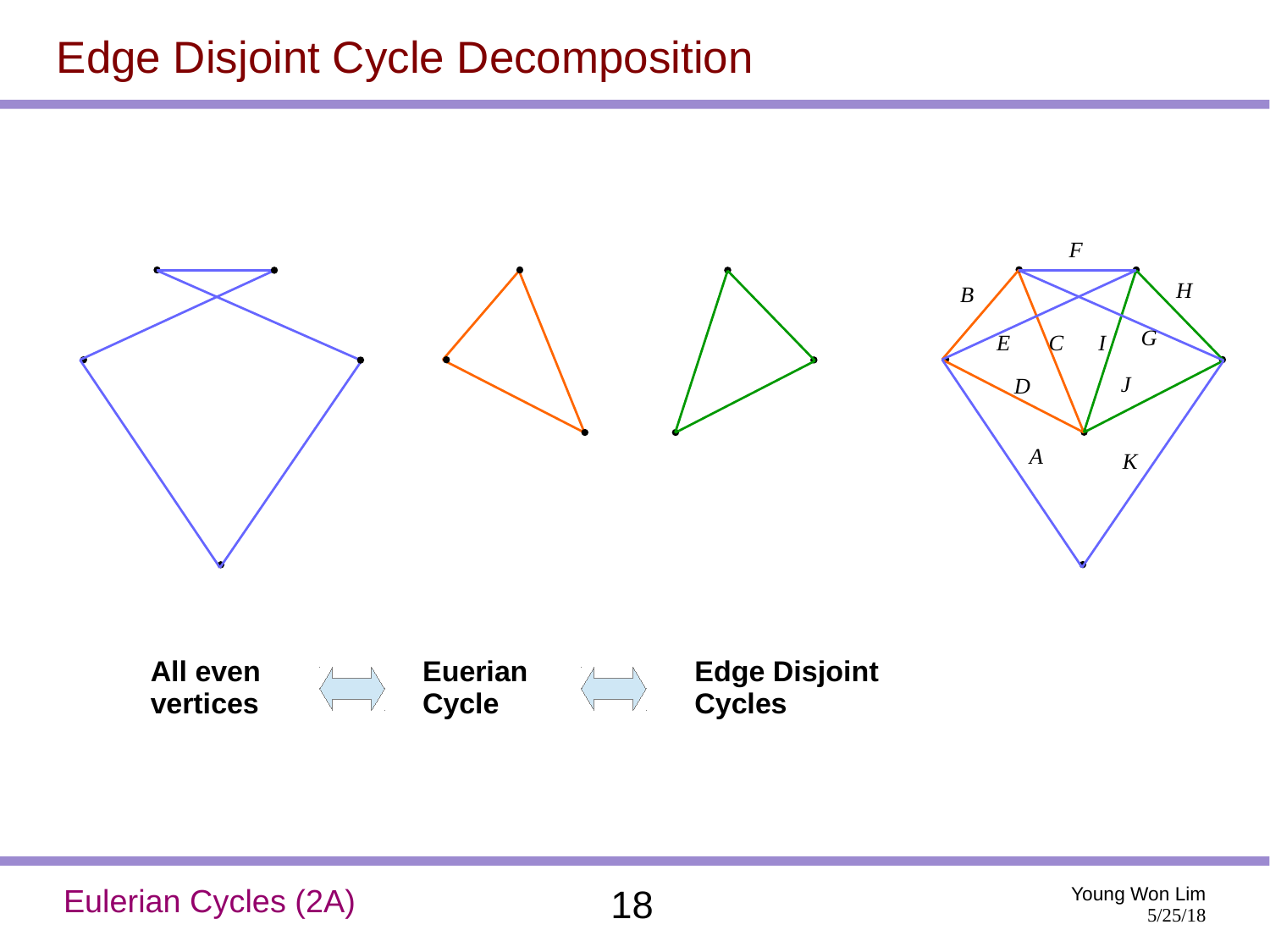# Edge Disjoint Cycle Decomposition

**All even vertices** ⇔ **Euerian Cycle** ⇔ **Edge Disjoint Cycles**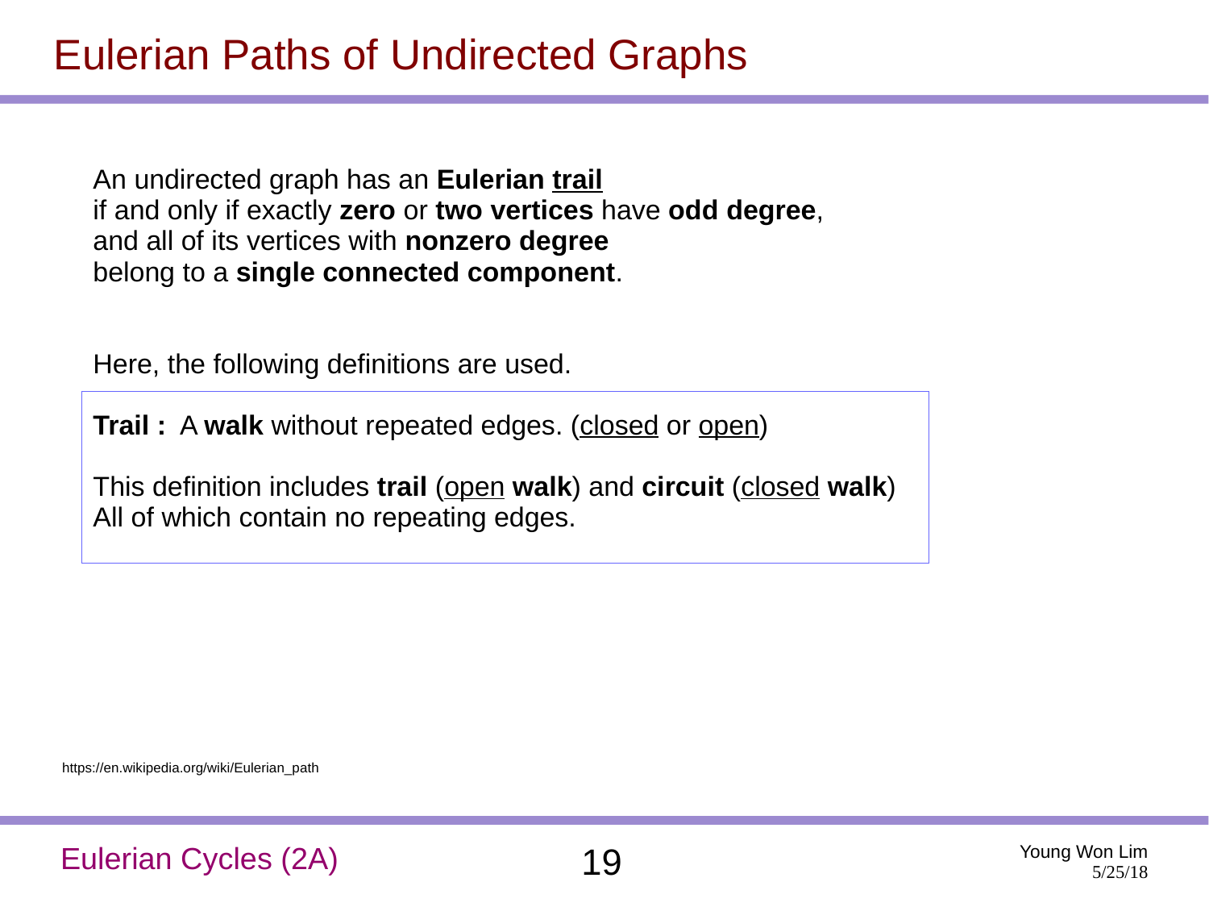# Eulerian Paths of Undirected Graphs

An undirected graph has an **Eulerian <u>trail</u>**
if and only if exactly **zero** or **two vertices** have **odd degree**,
and all of its vertices with **nonzero degree**
belong to a **single connected component**.

Here, the following definitions are used.

**Trail :** A **walk** without repeated edges. (<u>closed</u> or <u>open</u>)

This definition includes **trail** (<u>open</u> **walk**) and **circuit** (<u>closed</u> **walk**)
All of which contain no repeating edges.

https://en.wikipedia.org/wiki/Eulerian_path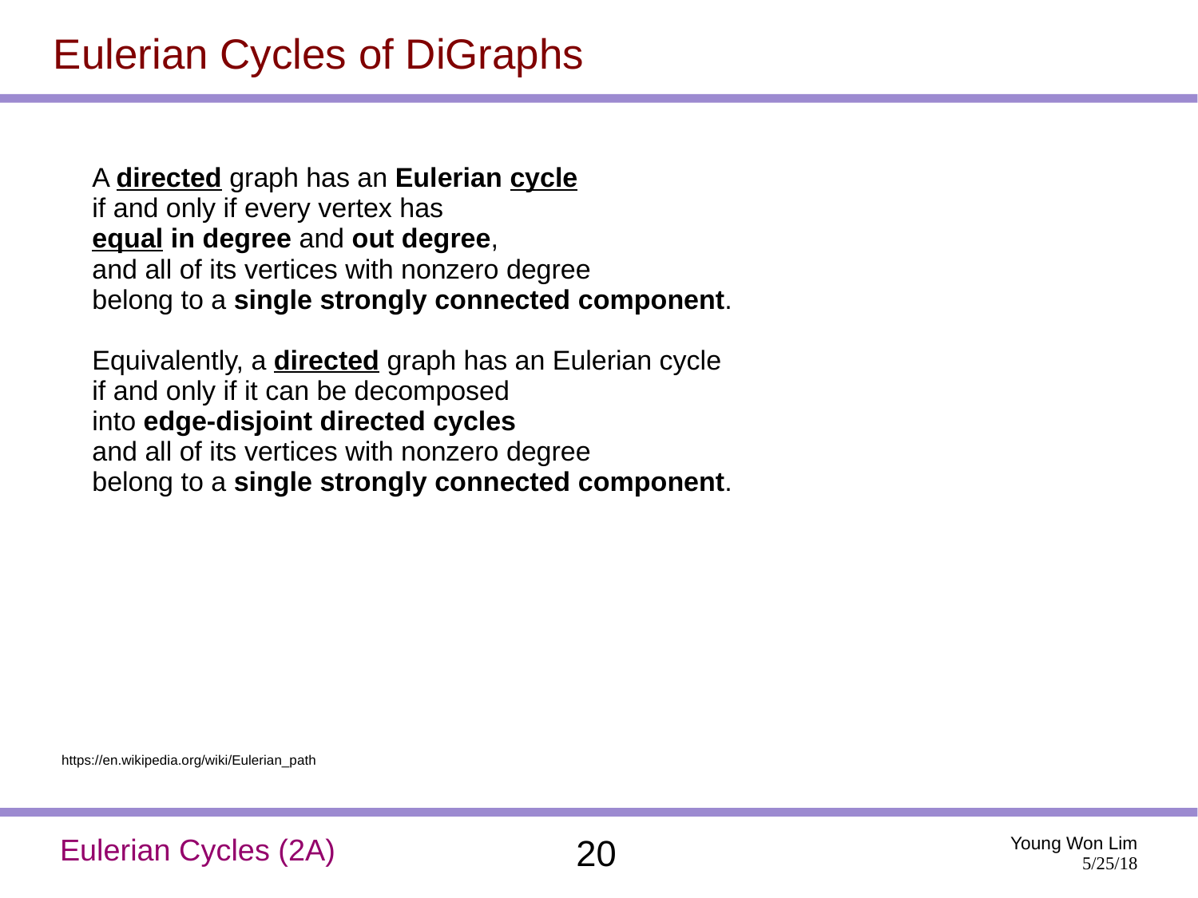# Eulerian Cycles of DiGraphs

A **directed** graph has an **Eulerian cycle**
if and only if every vertex has
**equal in degree** and **out degree**,
and all of its vertices with nonzero degree
belong to a **single strongly connected component**.

Equivalently, a **directed** graph has an Eulerian cycle
if and only if it can be decomposed
into **edge-disjoint directed cycles**
and all of its vertices with nonzero degree
belong to a **single strongly connected component**.

https://en.wikipedia.org/wiki/Eulerian_path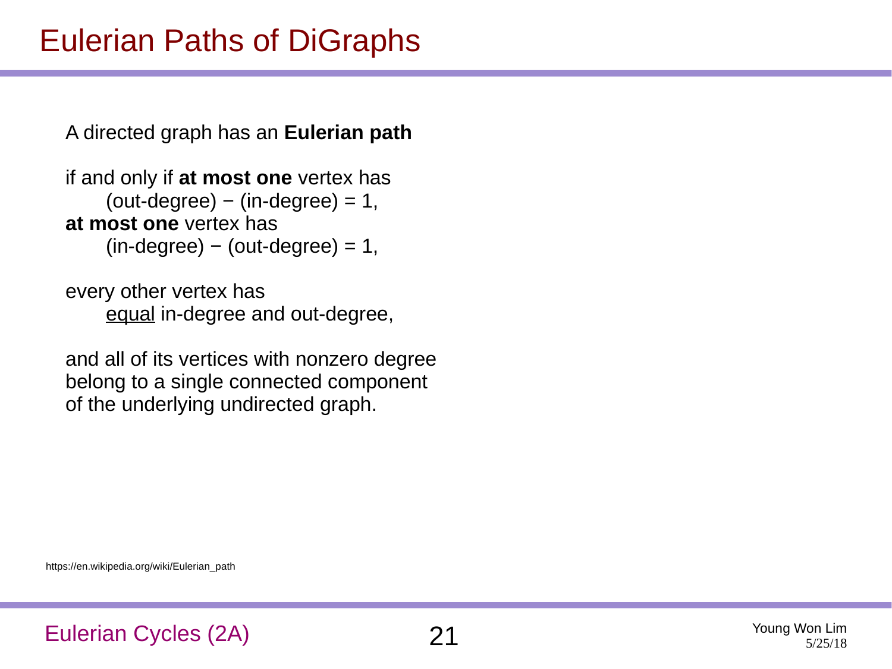# Eulerian Paths of DiGraphs

A directed graph has an **Eulerian path**

if and only if **at most one** vertex has
(out-degree) − (in-degree) = 1,
**at most one** vertex has
(in-degree) − (out-degree) = 1,

every other vertex has
equal in-degree and out-degree,

and all of its vertices with nonzero degree belong to a single connected component of the underlying undirected graph.

https://en.wikipedia.org/wiki/Eulerian_path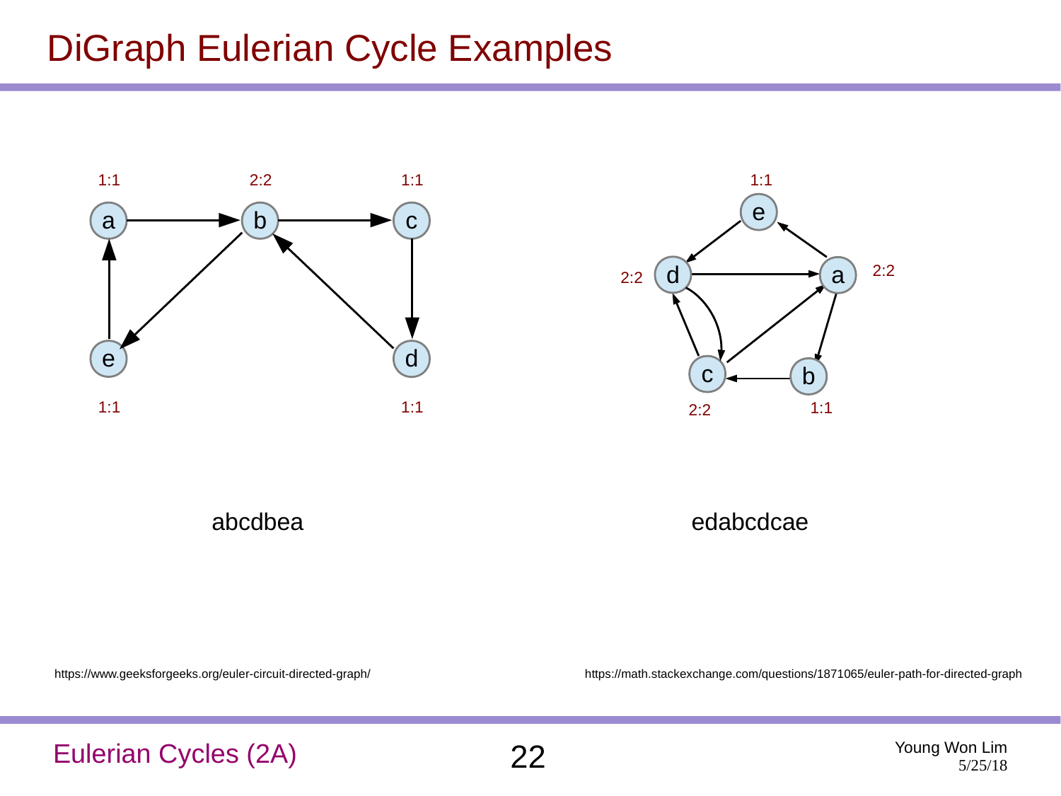# DiGraph Eulerian Cycle Examples

abcdbea

edabcdcae

https://www.geeksforgeeks.org/euler-circuit-directed-graph/

https://math.stackexchange.com/questions/1871065/euler-path-for-directed-graph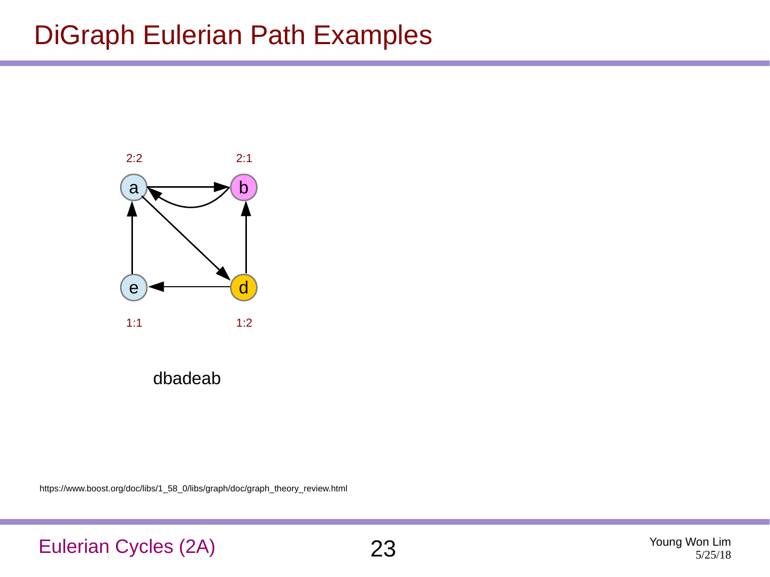# DiGraph Eulerian Path Examples

2:2 a

2:1 b

e 1:1

d 1:2

dbadeab

https://www.boost.org/doc/libs/1_58_0/libs/graph/doc/graph_theory_review.html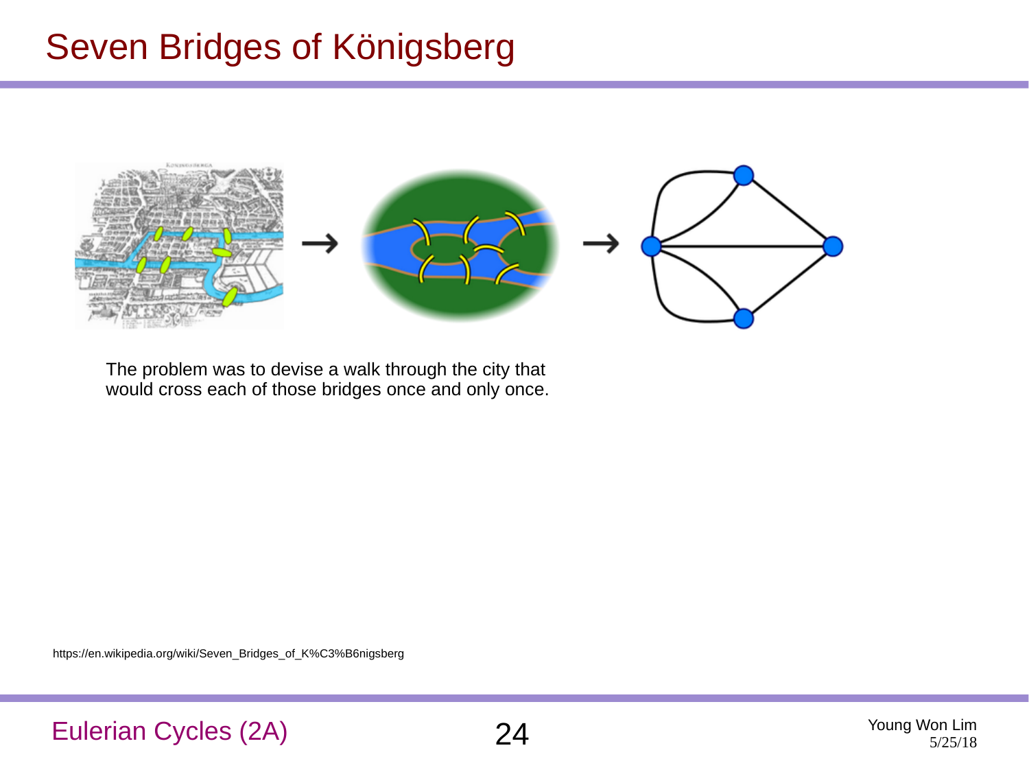# Seven Bridges of Königsberg

The problem was to devise a walk through the city that would cross each of those bridges once and only once.

https://en.wikipedia.org/wiki/Seven_Bridges_of_K%C3%B6nigsberg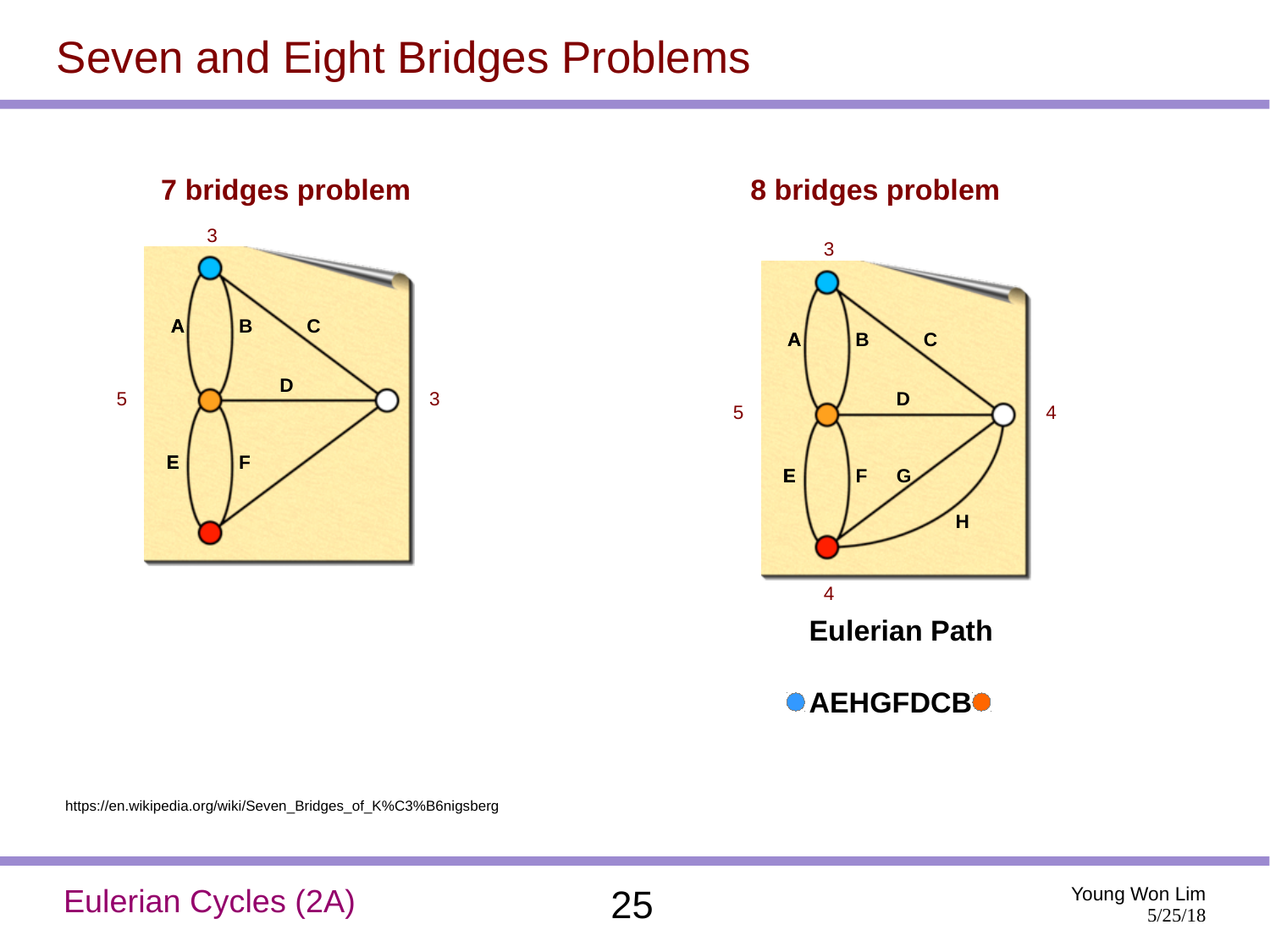# Seven and Eight Bridges Problems

## 7 bridges problem

## 8 bridges problem

**Eulerian Path**

**AEHGFDCB**

https://en.wikipedia.org/wiki/Seven_Bridges_of_K%C3%B6nigsberg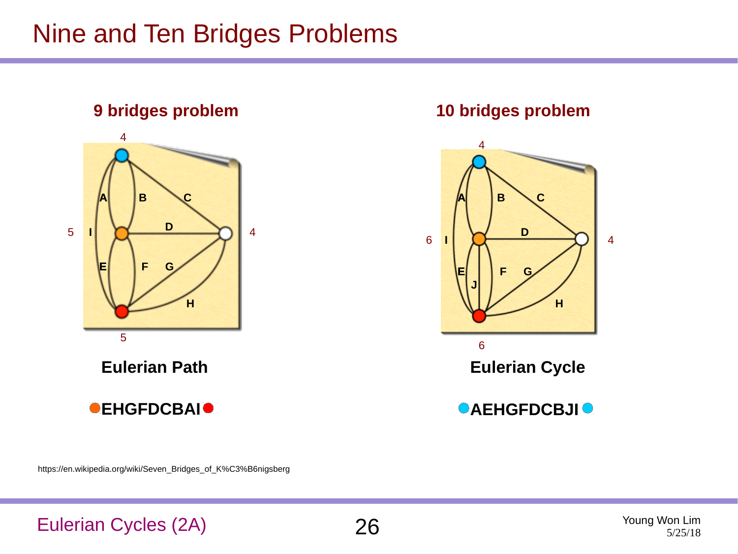# Nine and Ten Bridges Problems

**9 bridges problem**

4

A B C

5 I D 4

E F G

H

5

**Eulerian Path**

**EHGFDCBAI**

**10 bridges problem**

4

A B C

6 I D 4

E F G

J

H

6

**Eulerian Cycle**

**AEHGFDCBJI**

https://en.wikipedia.org/wiki/Seven_Bridges_of_K%C3%B6nigsberg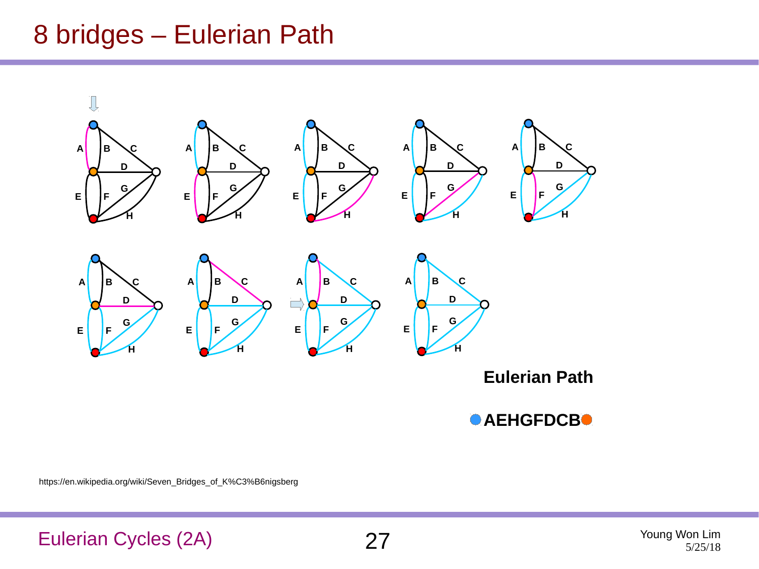# 8 bridges – Eulerian Path

**Eulerian Path**

**AEHGFDCB**

https://en.wikipedia.org/wiki/Seven_Bridges_of_K%C3%B6nigsberg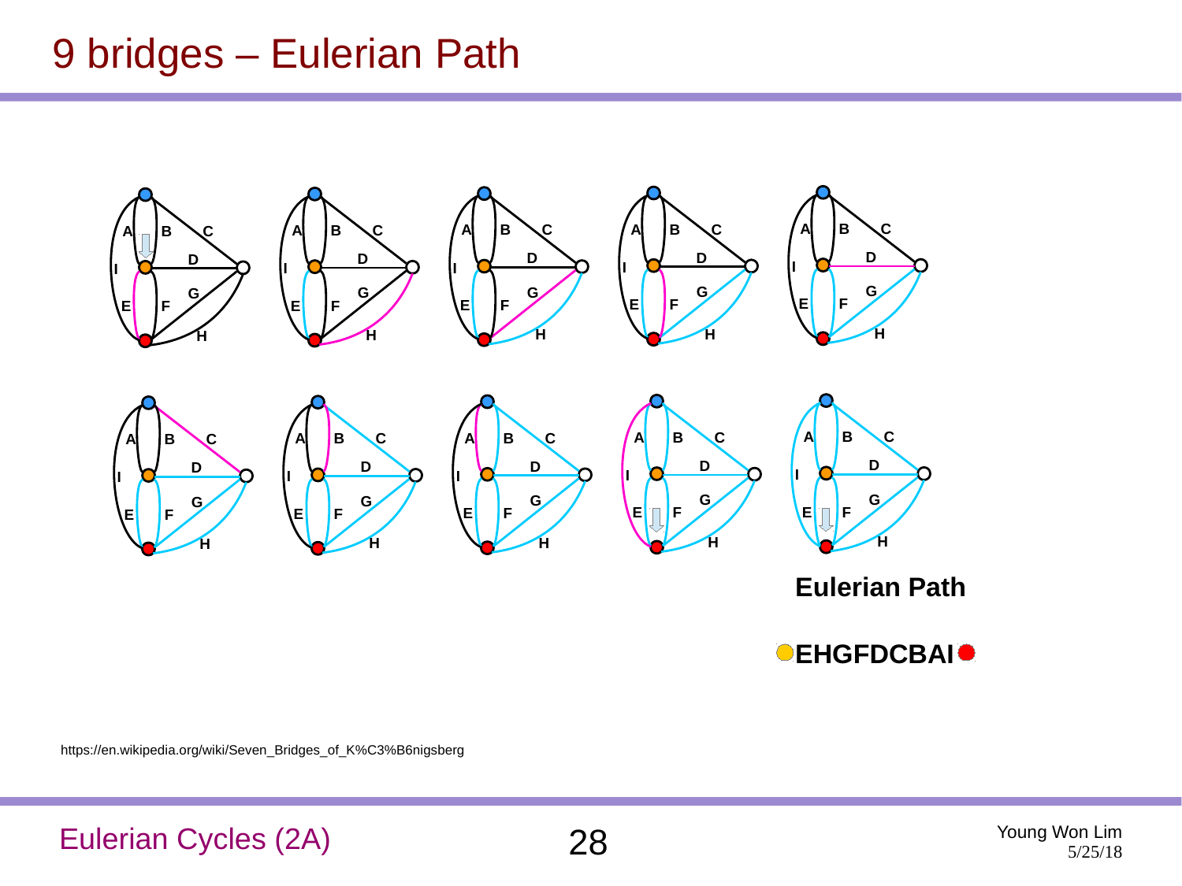# 9 bridges – Eulerian Path

**Eulerian Path**

**EHGFDCBAI**

https://en.wikipedia.org/wiki/Seven_Bridges_of_K%C3%B6nigsberg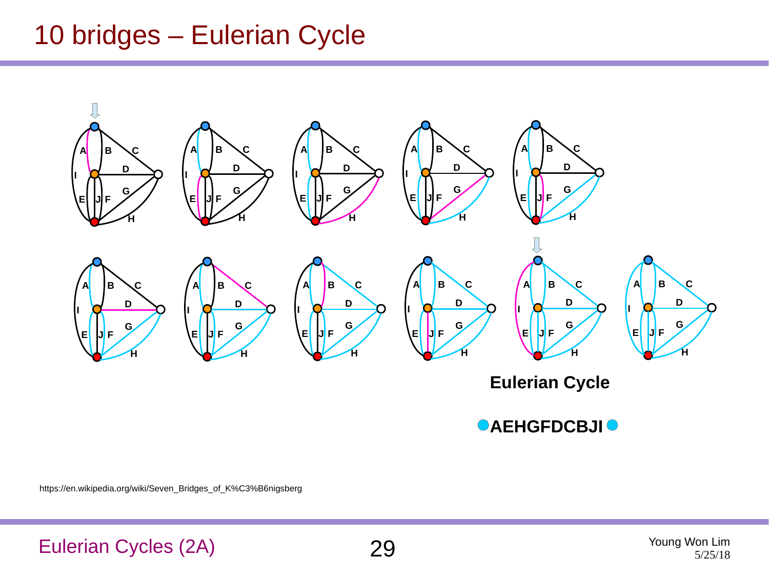# 10 bridges – Eulerian Cycle

**Eulerian Cycle**

**AEHGFDCBJI**

https://en.wikipedia.org/wiki/Seven_Bridges_of_K%C3%B6nigsberg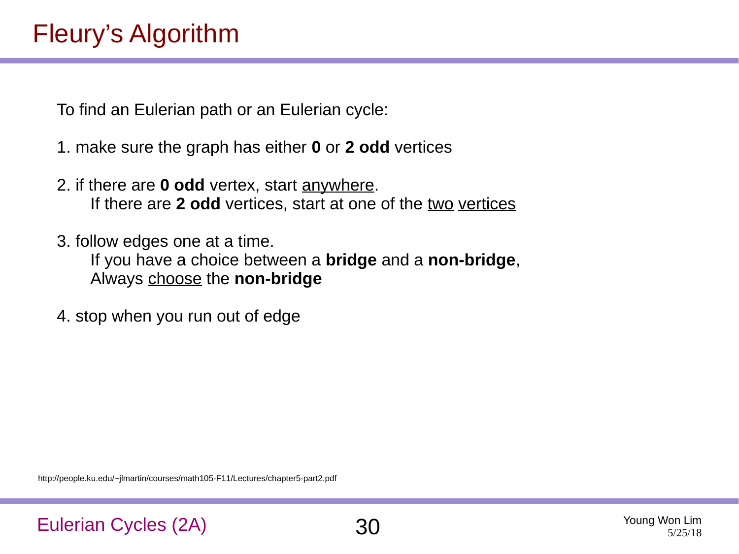# Fleury's Algorithm

To find an Eulerian path or an Eulerian cycle:

1. make sure the graph has either **0** or **2 odd** vertices

2. if there are **0 odd** vertex, start anywhere.
   If there are **2 odd** vertices, start at one of the two vertices

3. follow edges one at a time.
   If you have a choice between a **bridge** and a **non-bridge**,
   Always choose the **non-bridge**

4. stop when you run out of edge

http://people.ku.edu/~jlmartin/courses/math105-F11/Lectures/chapter5-part2.pdf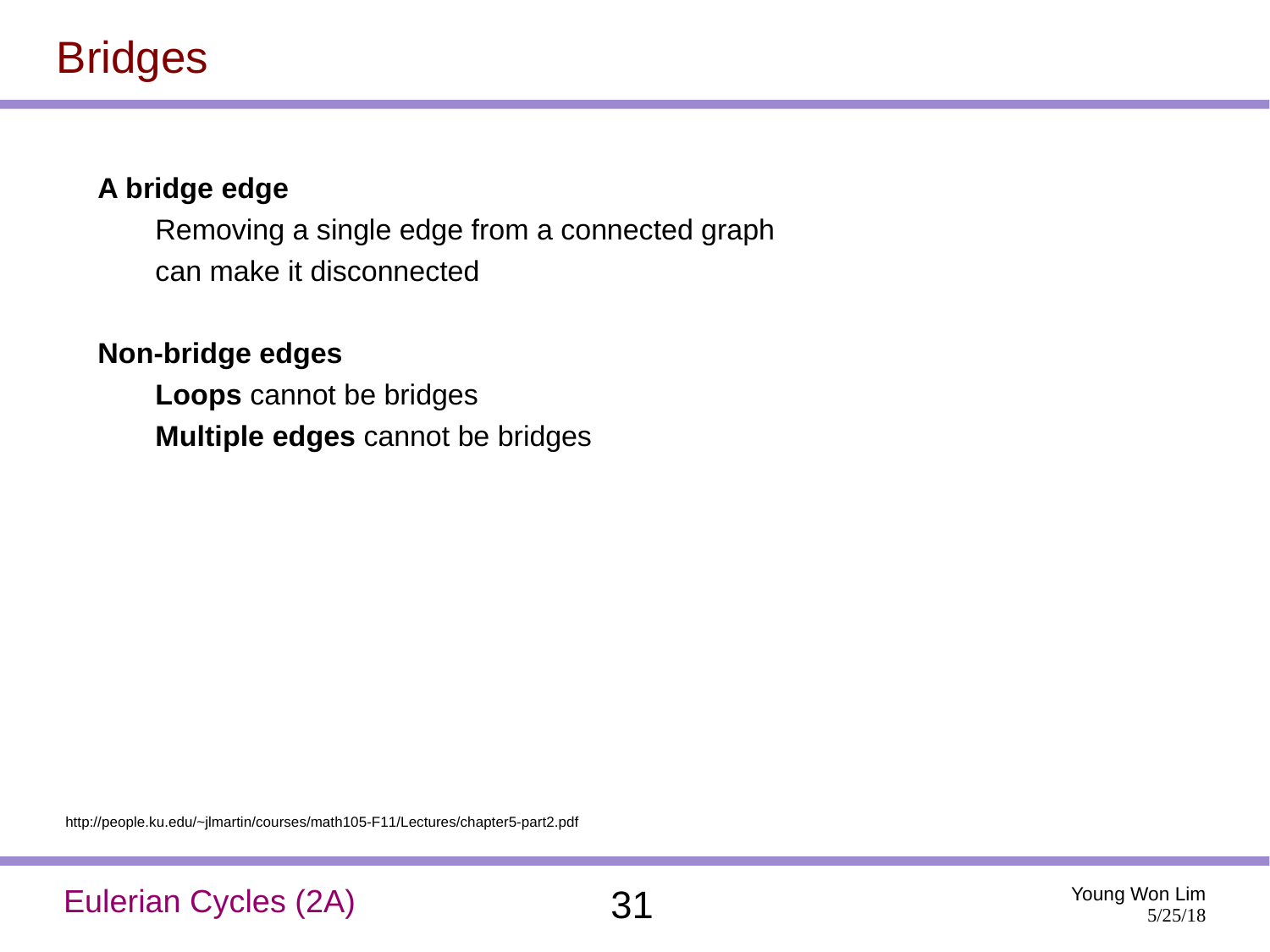# Bridges

**A bridge edge**

Removing a single edge from a connected graph
can make it disconnected

**Non-bridge edges**

**Loops** cannot be bridges
**Multiple edges** cannot be bridges

http://people.ku.edu/~jlmartin/courses/math105-F11/Lectures/chapter5-part2.pdf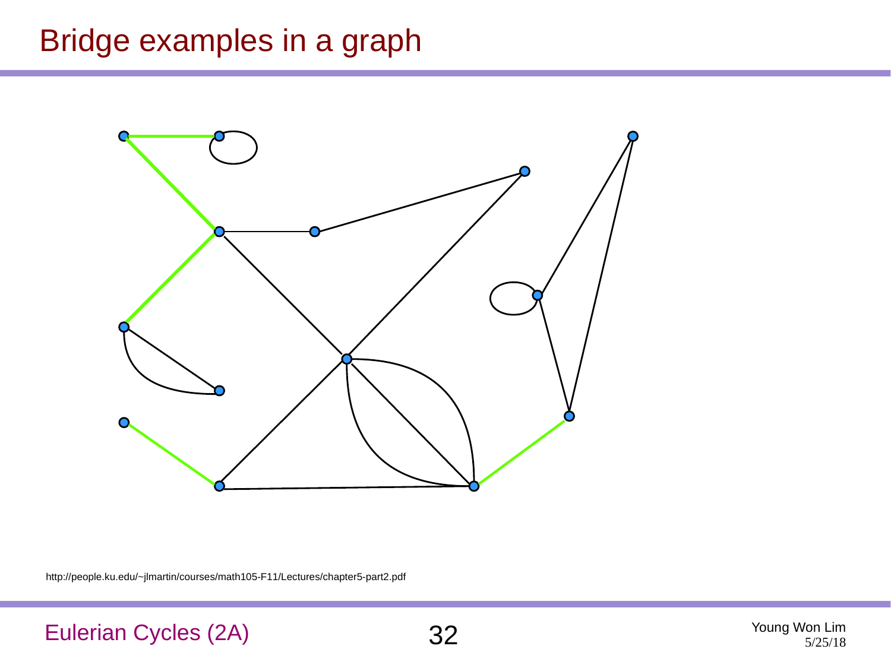# Bridge examples in a graph

http://people.ku.edu/~jlmartin/courses/math105-F11/Lectures/chapter5-part2.pdf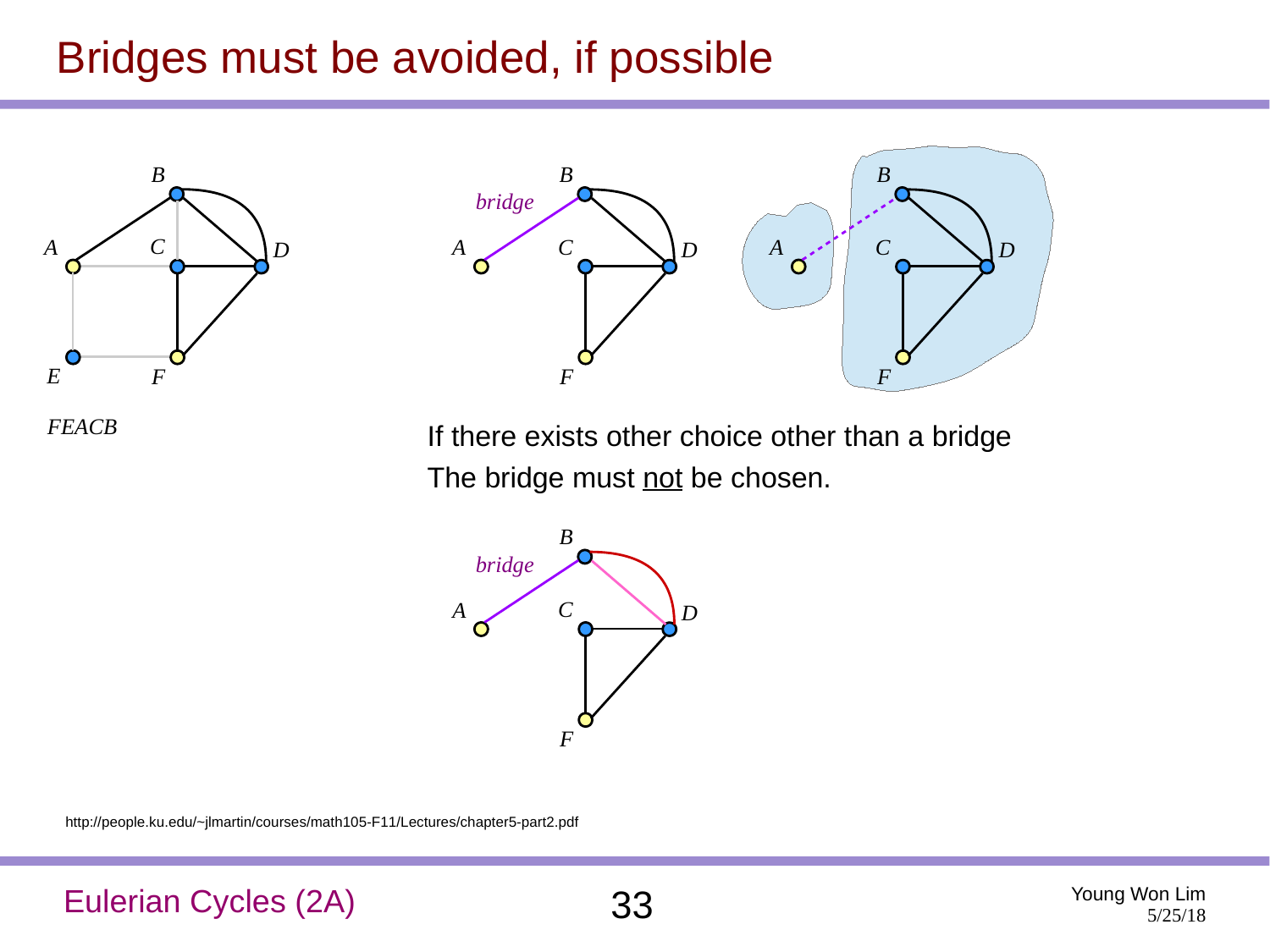# Bridges must be avoided, if possible

*FEACB*

If there exists other choice other than a bridge
The bridge must not be chosen.

http://people.ku.edu/~jlmartin/courses/math105-F11/Lectures/chapter5-part2.pdf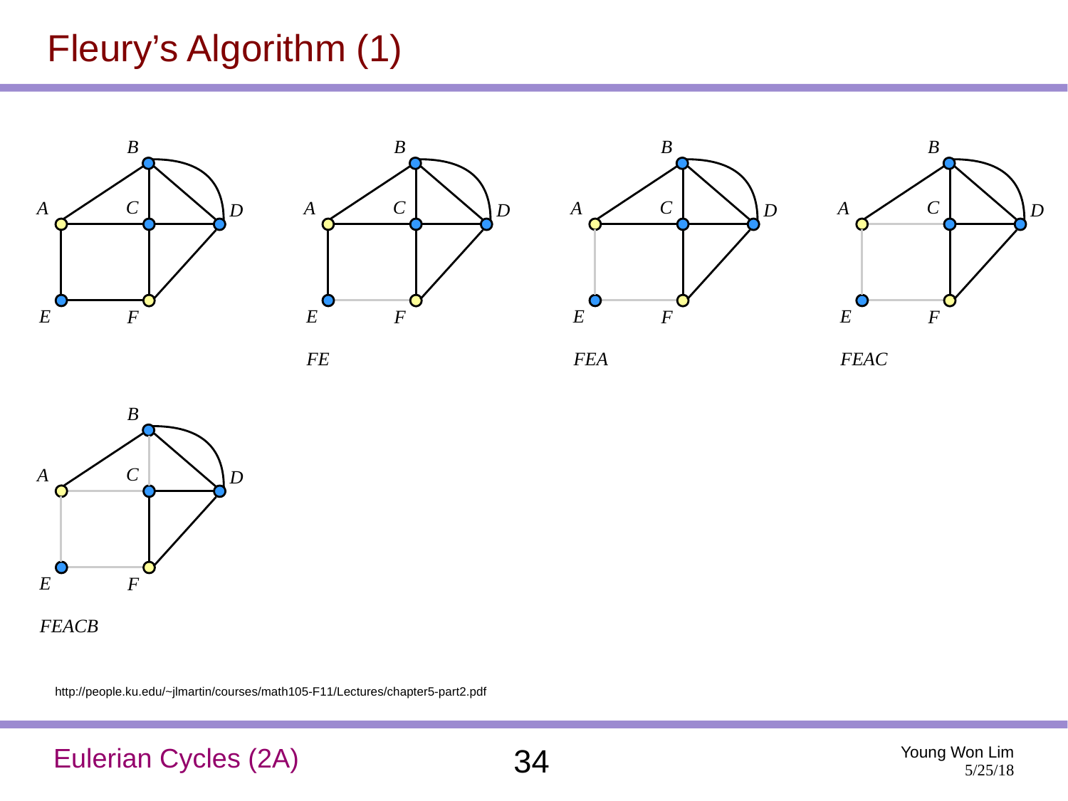# Fleury's Algorithm (1)

*FE*

*FEA*

*FEAC*

*FEACB*

http://people.ku.edu/~jlmartin/courses/math105-F11/Lectures/chapter5-part2.pdf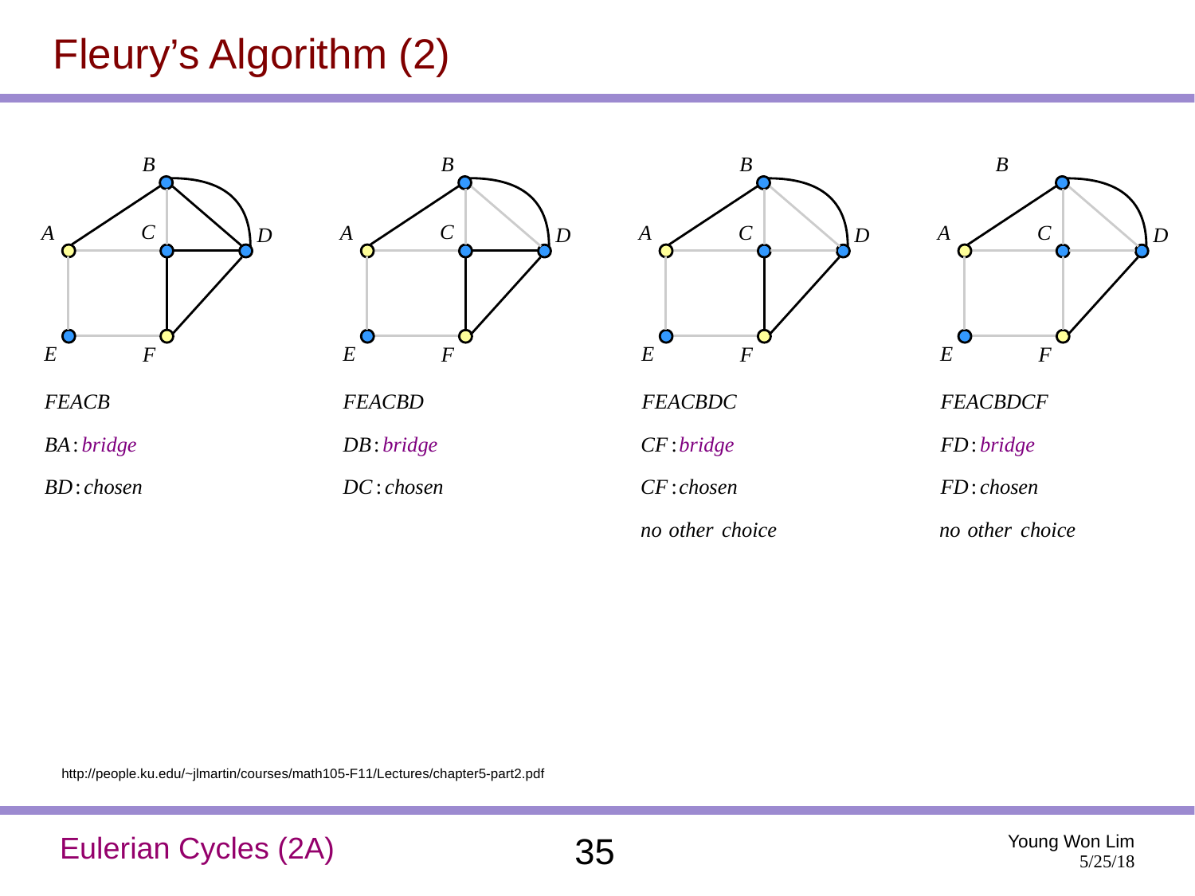# Fleury's Algorithm (2)

*FEACB*

*BA*: *bridge*

*BD*: *chosen*

*FEACBD*

*DB*: *bridge*

*DC*: *chosen*

*FEACBDC*

*CF*: *bridge*

*CF*: *chosen*

*no other choice*

*FEACBDCF*

*FD*: *bridge*

*FD*: *chosen*

*no other choice*

http://people.ku.edu/~jlmartin/courses/math105-F11/Lectures/chapter5-part2.pdf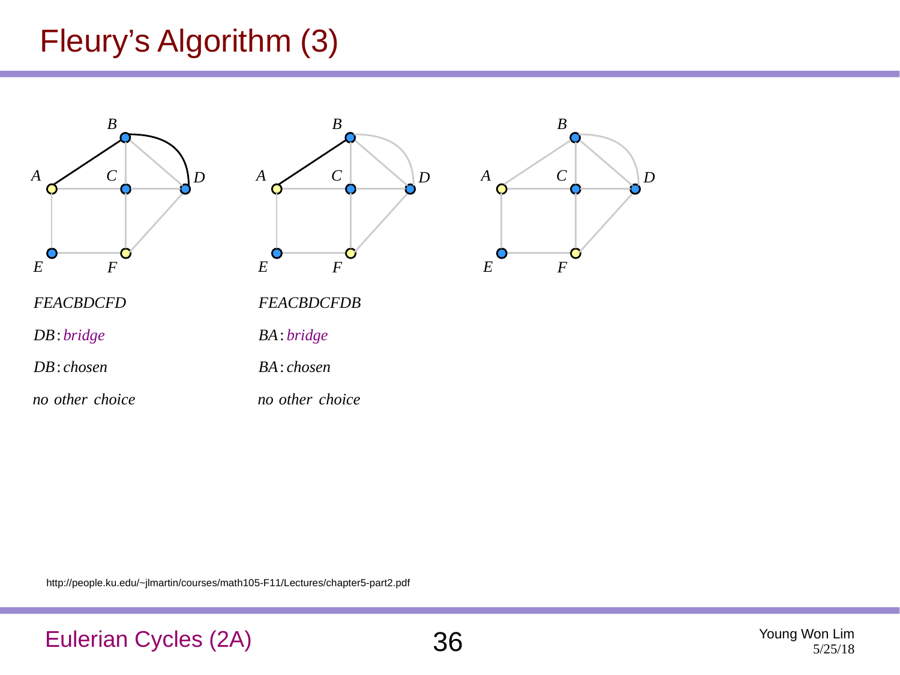# Fleury's Algorithm (3)

*FEACBDCFD*

*DB* : *bridge*

*DB* : *chosen*

*no other choice*

*FEACBDCFDB*

*BA* : *bridge*

*BA* : *chosen*

*no other choice*

http://people.ku.edu/~jlmartin/courses/math105-F11/Lectures/chapter5-part2.pdf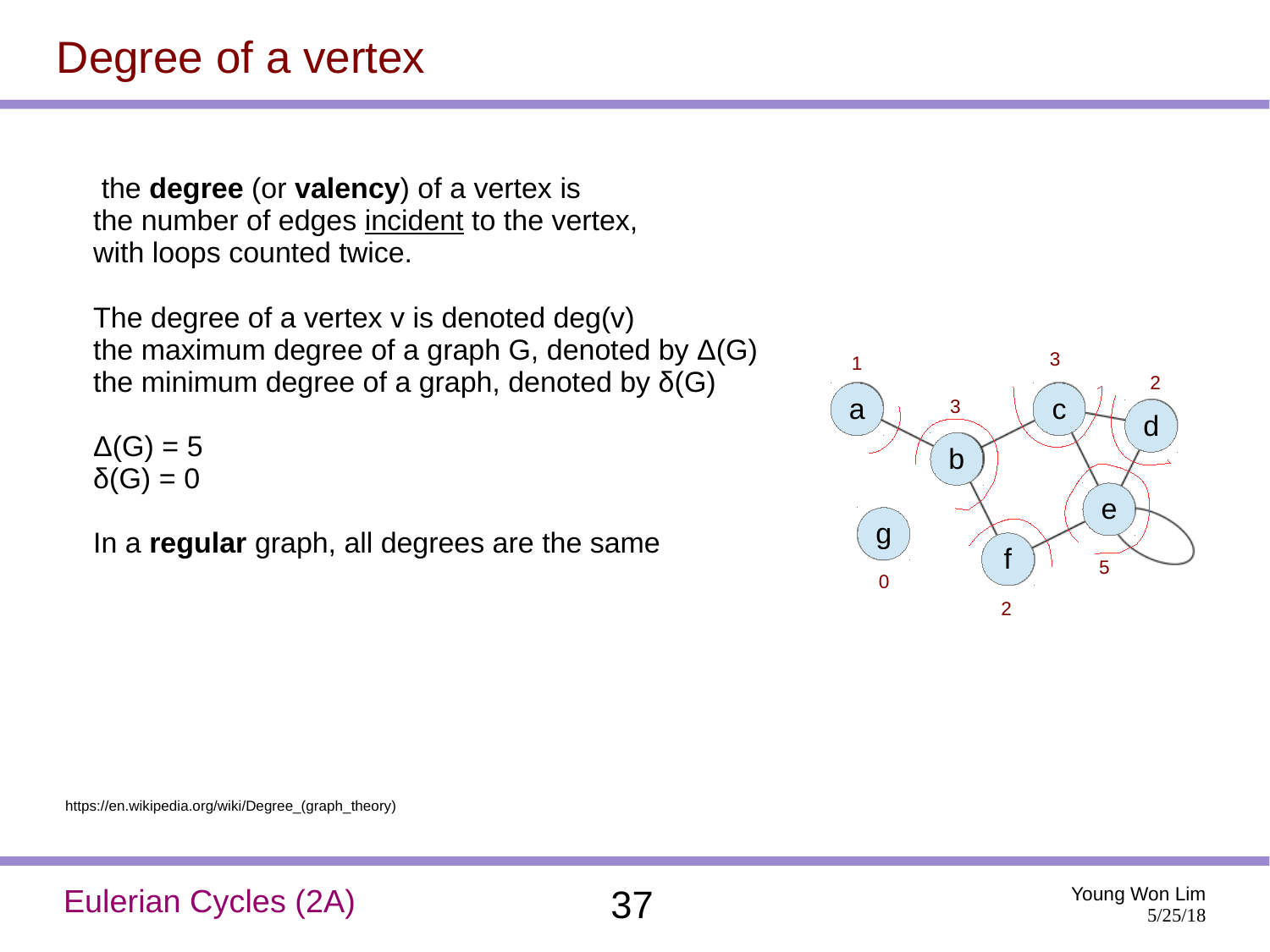# Degree of a vertex

the **degree** (or **valency**) of a vertex is
the number of edges incident to the vertex,
with loops counted twice.

The degree of a vertex v is denoted deg(v)
the maximum degree of a graph G, denoted by $\Delta(G)$
the minimum degree of a graph, denoted by $\delta(G)$

$\Delta(G) = 5$
$\delta(G) = 0$

In a **regular** graph, all degrees are the same

https://en.wikipedia.org/wiki/Degree_(graph_theory)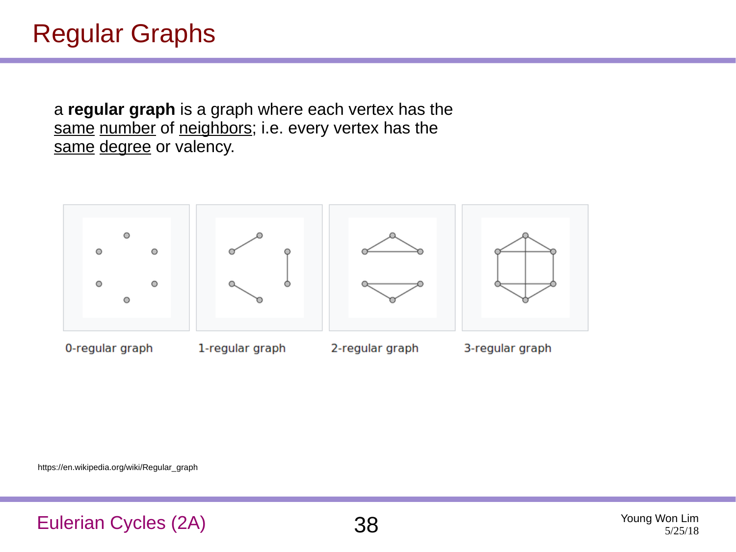# Regular Graphs

a **regular graph** is a graph where each vertex has the same number of neighbors; i.e. every vertex has the same degree or valency.

0-regular graph

1-regular graph

2-regular graph

3-regular graph

https://en.wikipedia.org/wiki/Regular_graph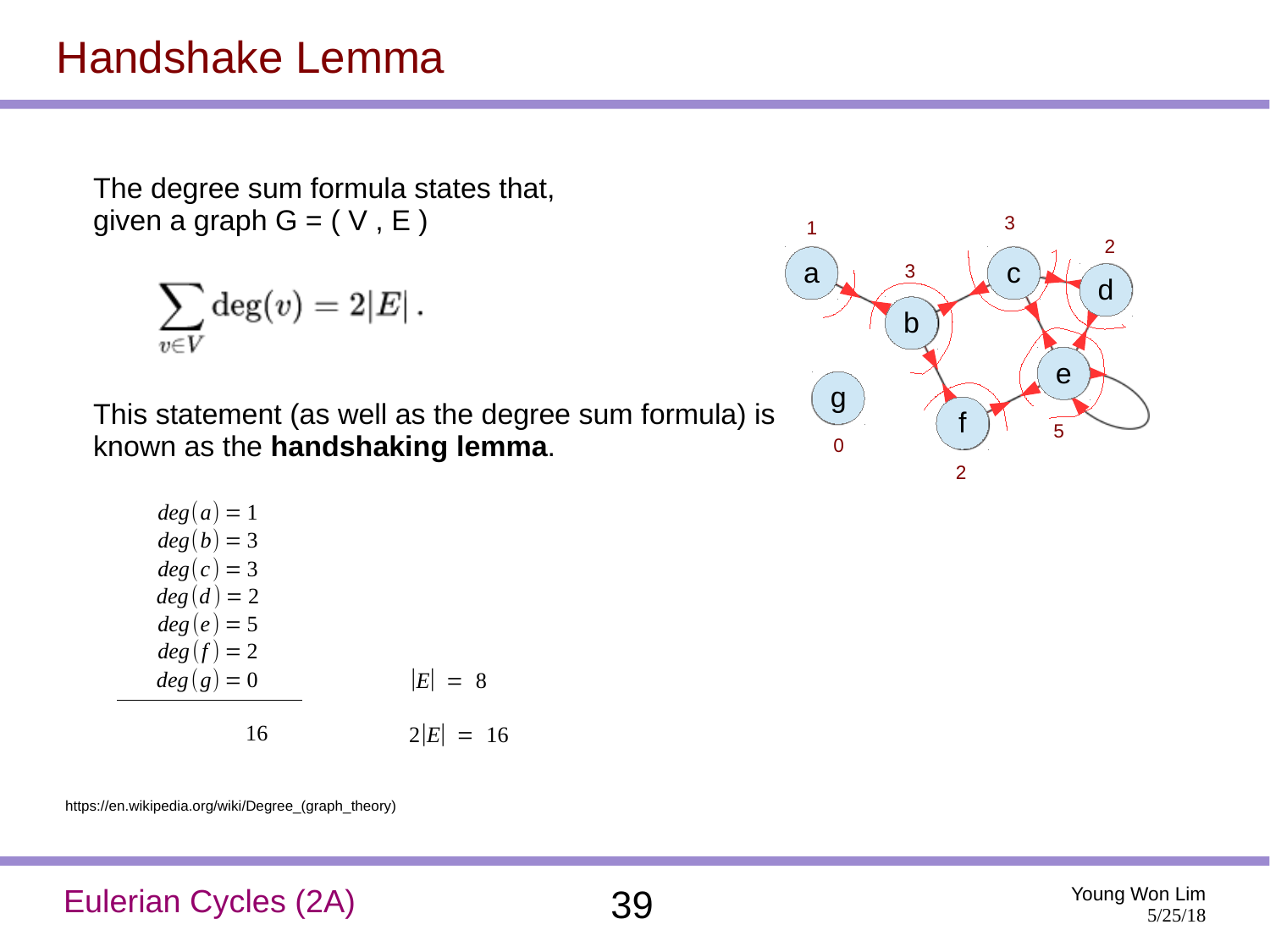# Handshake Lemma

The degree sum formula states that, given a graph G = ( V , E )

$$\sum_{v \in V} \deg(v) = 2|E| \,.$$

This statement (as well as the degree sum formula) is known as the **handshaking lemma**.

$$
\begin{aligned}
deg(a) &= 1 \\
deg(b) &= 3 \\
deg(c) &= 3 \\
deg(d) &= 2 \\
deg(e) &= 5 \\
deg(f) &= 2 \\
deg(g) &= 0 \\
\hline
&\;\;16
\end{aligned}
$$

$$|E| = 8$$

$$2|E| = 16$$

https://en.wikipedia.org/wiki/Degree_(graph_theory)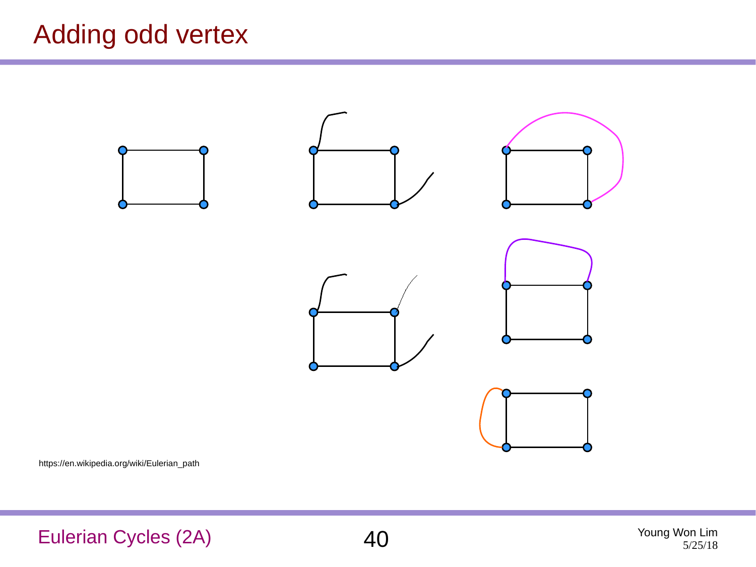# Adding odd vertex

https://en.wikipedia.org/wiki/Eulerian_path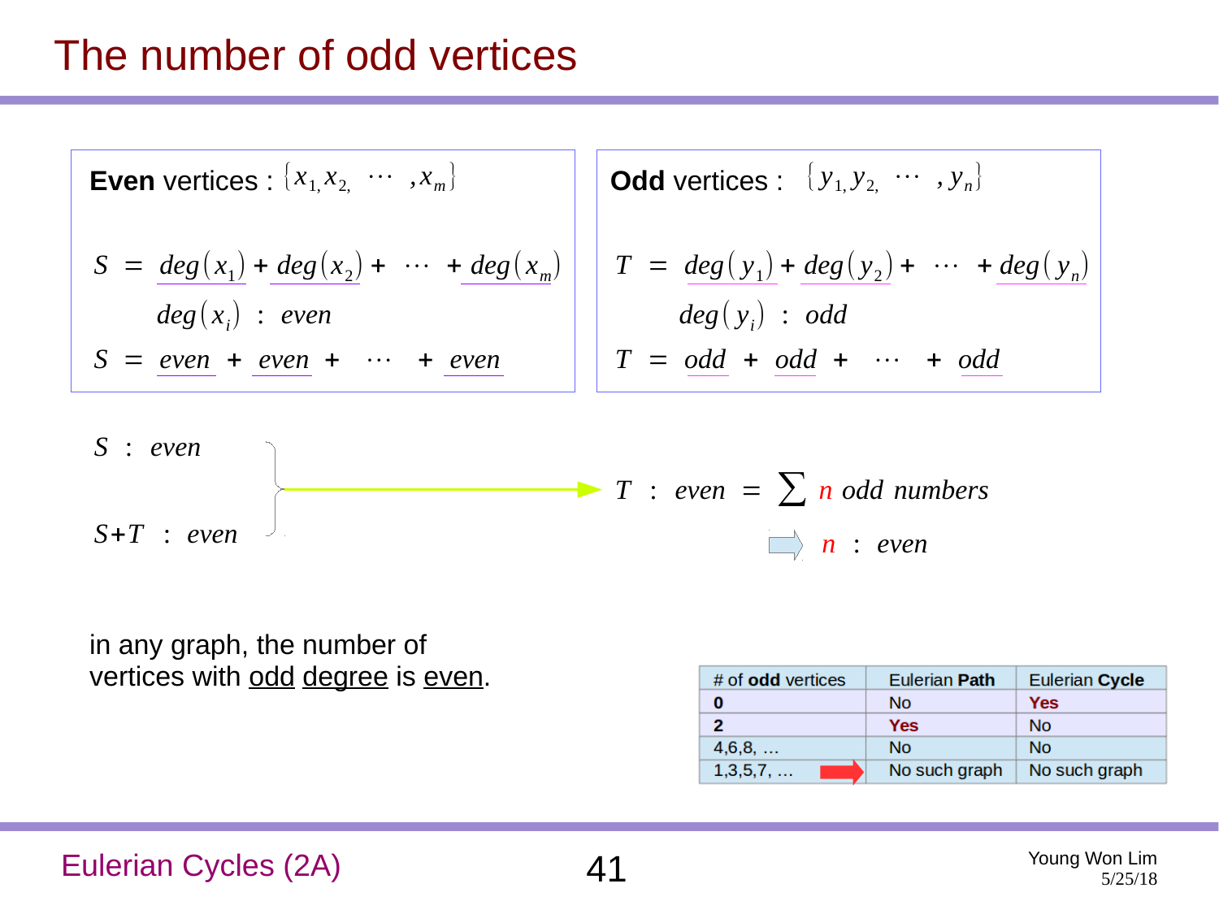# The number of odd vertices

**Even** vertices : $\{x_1, x_2, \cdots, x_m\}$

$$S = deg(x_1) + deg(x_2) + \cdots + deg(x_m)$$

$$deg(x_i) : even$$

$$S = even + even + \cdots + even$$

**Odd** vertices : $\{y_1, y_2, \cdots, y_n\}$

$$T = deg(y_1) + deg(y_2) + \cdots + deg(y_n)$$

$$deg(y_i) : odd$$

$$T = odd + odd + \cdots + odd$$

$S$ : $even$

$S+T$ : $even$

$\Rightarrow$ $T$ : $even = \sum n$ $odd$ $numbers$

$\Rightarrow$ $n$ : $even$

in any graph, the number of vertices with odd degree is even.

| # of **odd** vertices | Eulerian **Path** | Eulerian **Cycle** |
|---|---|---|
| **0** | No | **Yes** |
| **2** | **Yes** | No |
| 4,6,8, … | No | No |
| 1,3,5,7, … | No such graph | No such graph |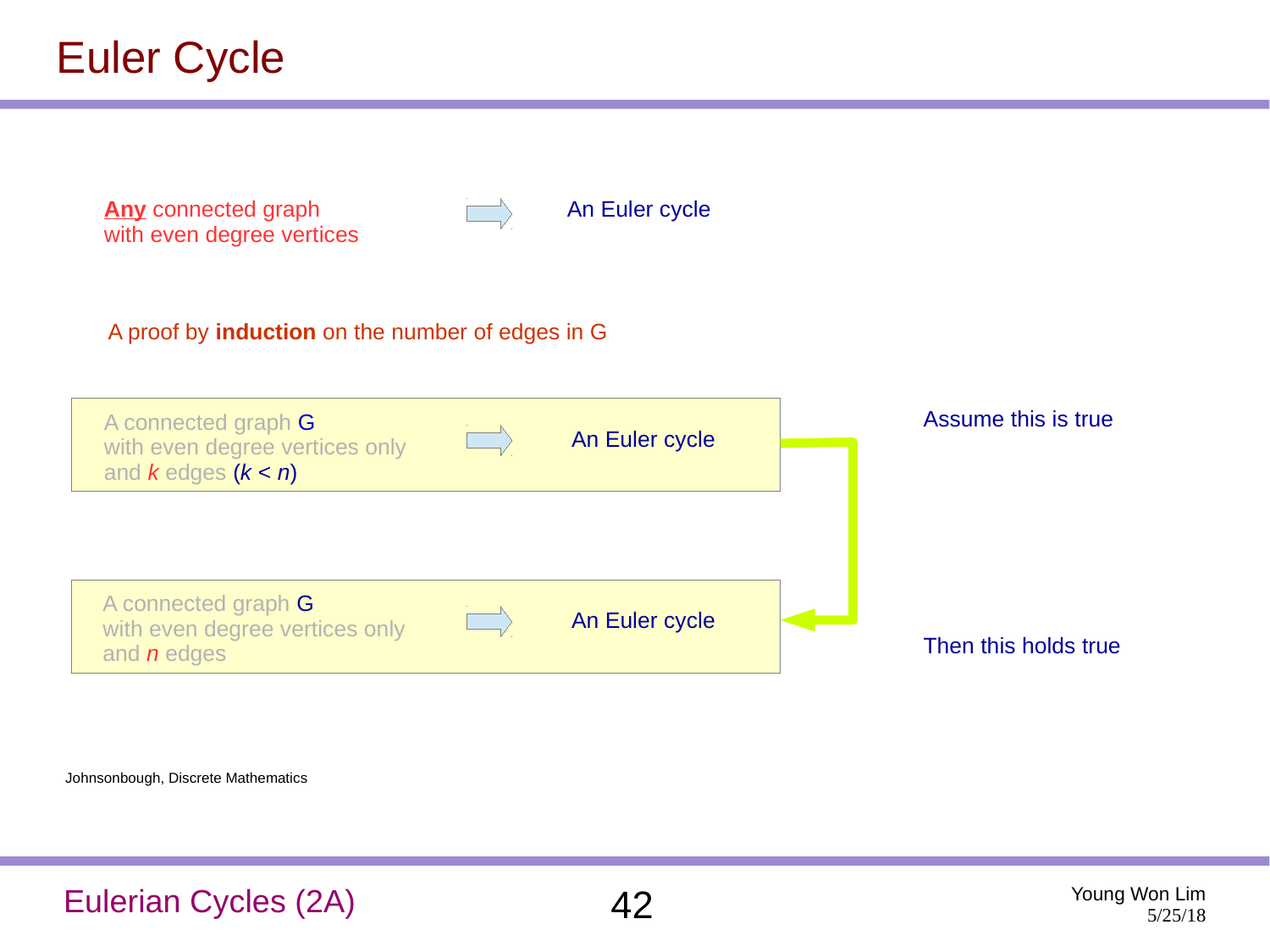# Euler Cycle

**Any** connected graph with even degree vertices → An Euler cycle

A proof by **induction** on the number of edges in G

| | | | |
|---|---|---|---|
| A connected graph G with even degree vertices only and $k$ edges ($k < n$) | → | An Euler cycle | Assume this is true |
| A connected graph G with even degree vertices only and $n$ edges | → | An Euler cycle | Then this holds true |

Johnsonbough, Discrete Mathematics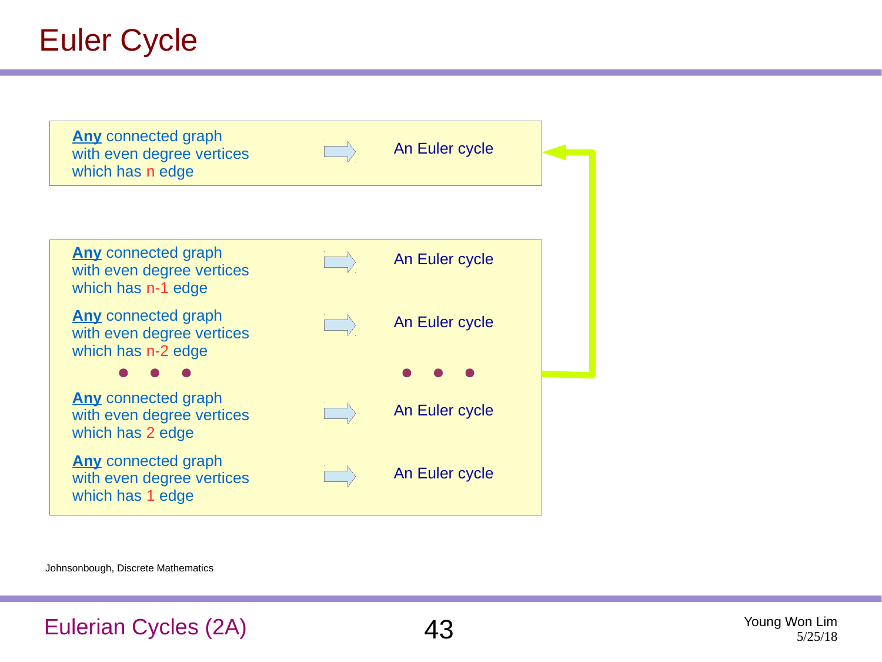# Euler Cycle

**Any** connected graph with even degree vertices which has n edge ⇒ An Euler cycle

**Any** connected graph with even degree vertices which has n-1 edge ⇒ An Euler cycle

**Any** connected graph with even degree vertices which has n-2 edge ⇒ An Euler cycle

• • • • • •

**Any** connected graph with even degree vertices which has 2 edge ⇒ An Euler cycle

**Any** connected graph with even degree vertices which has 1 edge ⇒ An Euler cycle

Johnsonbough, Discrete Mathematics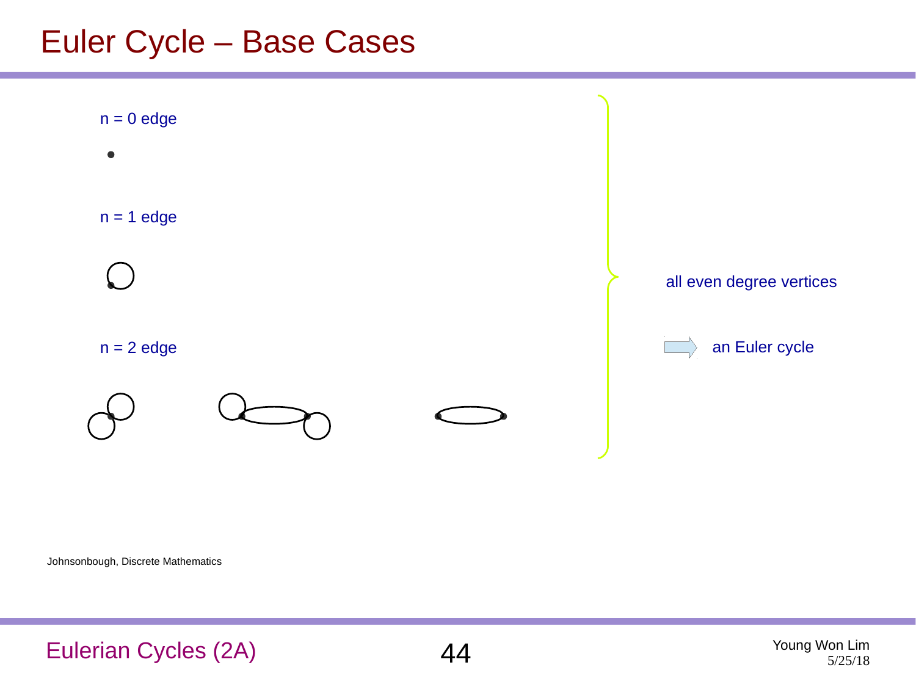# Euler Cycle – Base Cases

n = 0 edge

n = 1 edge

n = 2 edge

all even degree vertices

an Euler cycle

Johnsonbough, Discrete Mathematics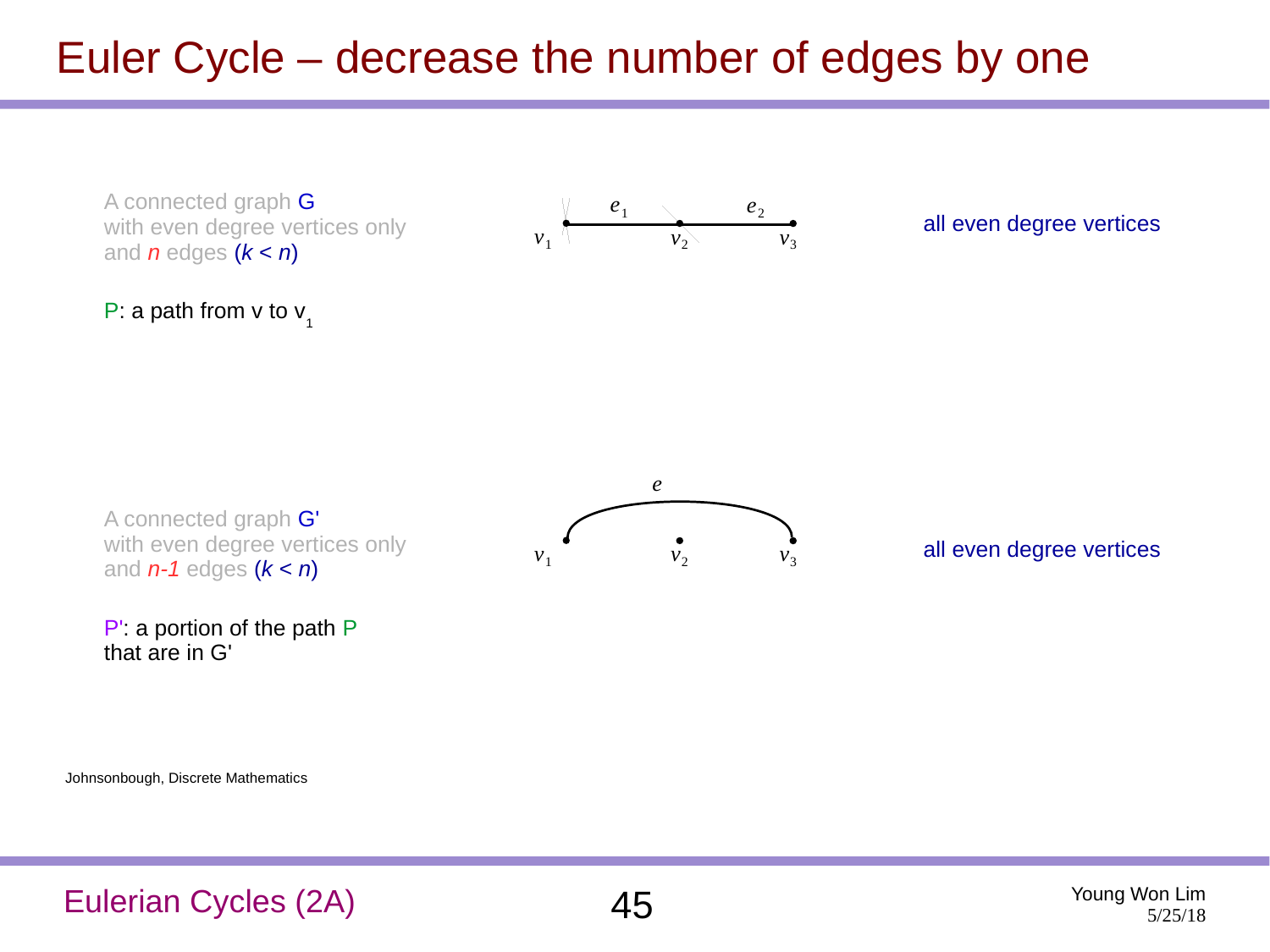# Euler Cycle – decrease the number of edges by one

A connected graph G
with even degree vertices only
and $n$ edges ($k < n$)

P: a path from v to $v_1$

$e_1$ $e_2$

$v_1$ $v_2$ $v_3$

all even degree vertices

A connected graph G'
with even degree vertices only
and $n$-$1$ edges ($k < n$)

P': a portion of the path P
that are in G'

$e$

$v_1$ $v_2$ $v_3$

all even degree vertices

Johnsonbough, Discrete Mathematics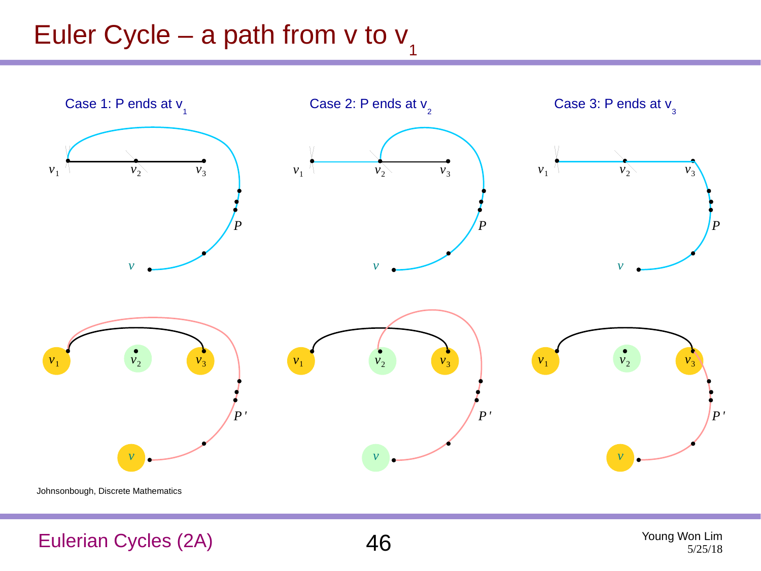# Euler Cycle – a path from v to $v_1$

Case 1: P ends at $v_1$

Case 2: P ends at $v_2$

Case 3: P ends at $v_3$

Johnsonbough, Discrete Mathematics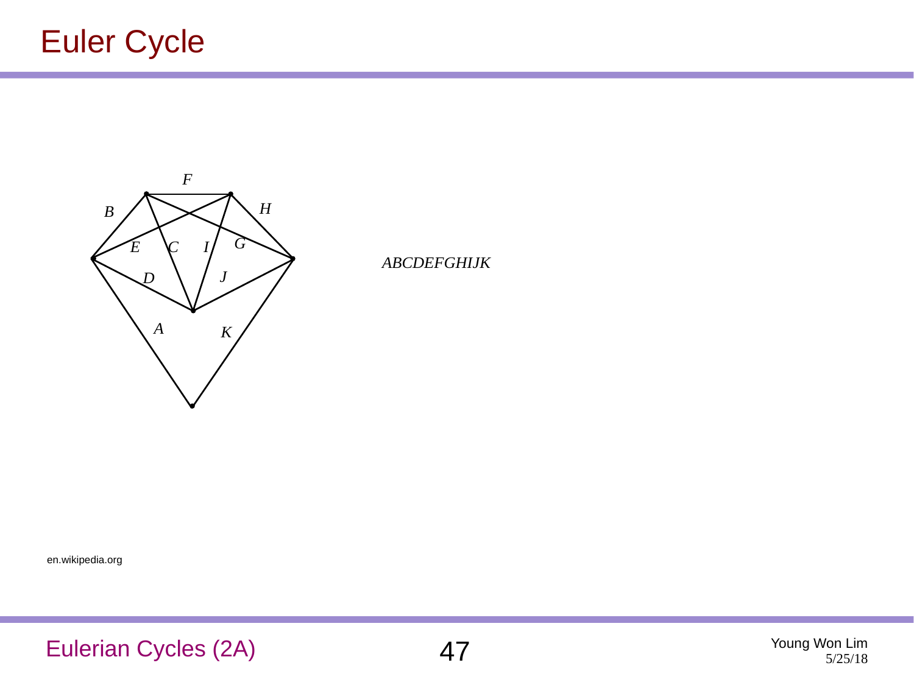# Euler Cycle

*ABCDEFGHIJK*

en.wikipedia.org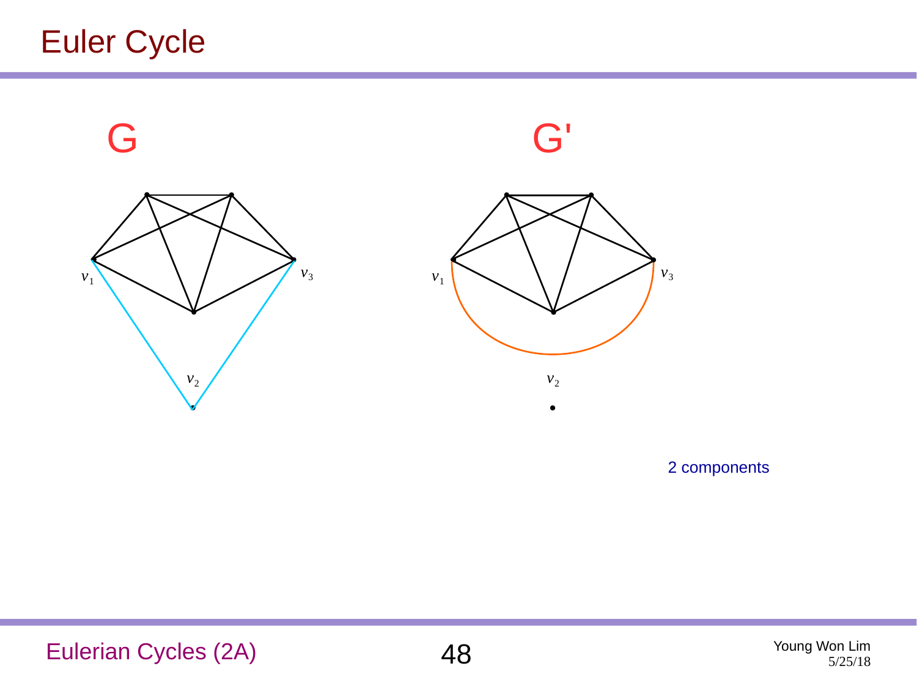# Euler Cycle

G

G'

$v_1$ $v_3$ $v_2$

$v_1$ $v_3$ $v_2$

2 components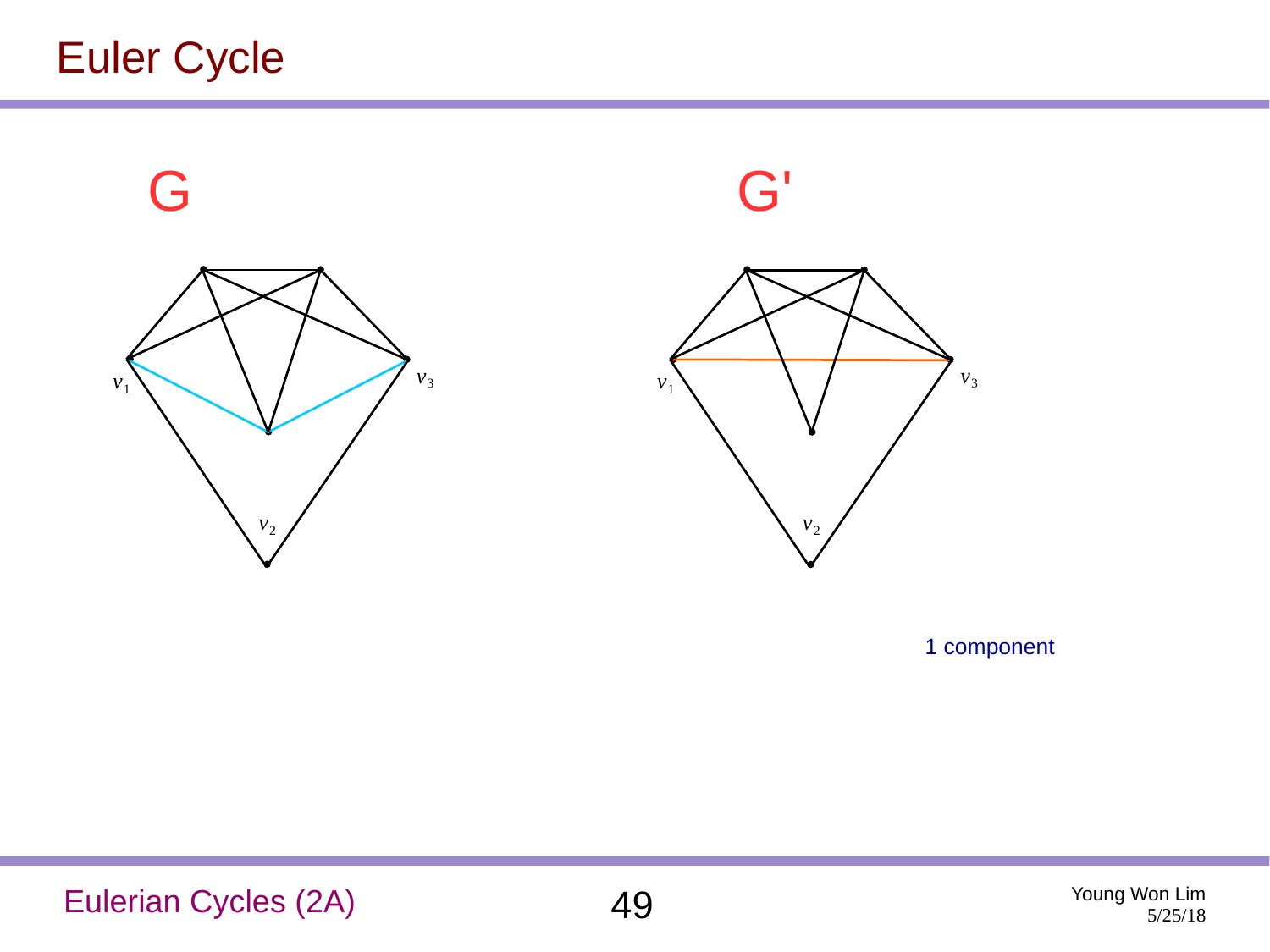# Euler Cycle

G

G'

$v_1$ $v_3$ $v_2$

$v_1$ $v_3$ $v_2$

1 component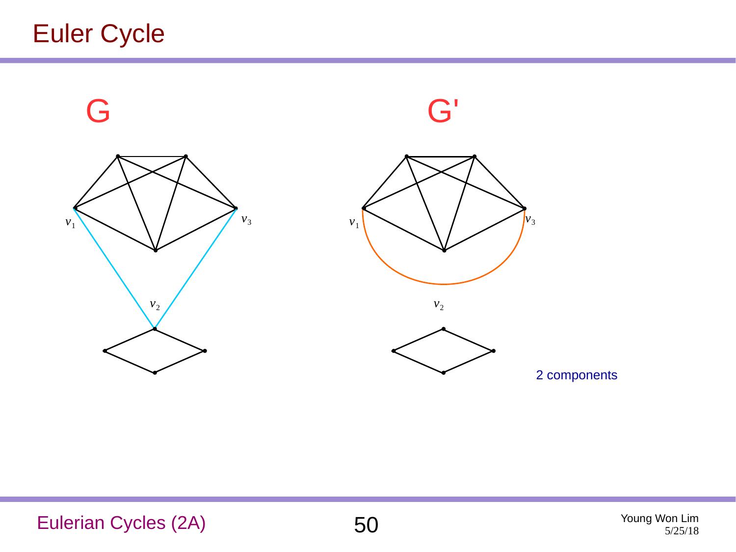# Euler Cycle

G

G'

$v_1$

$v_3$

$v_2$

$v_1$

$v_3$

$v_2$

2 components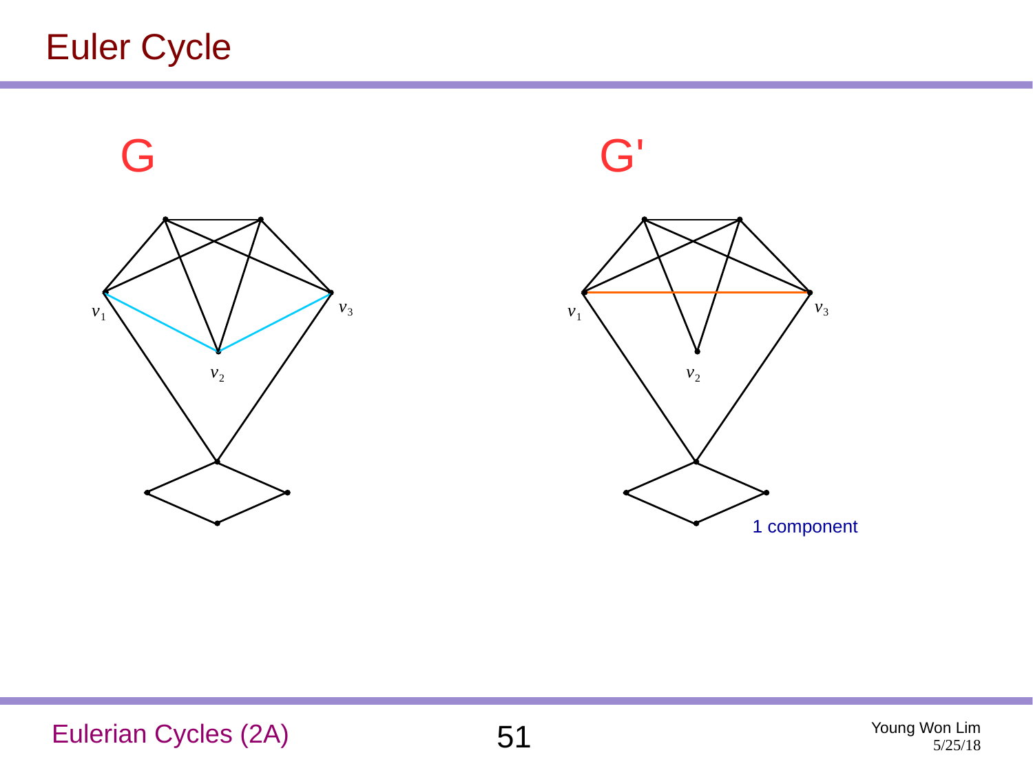# Euler Cycle

G

G'

$v_1$ $v_2$ $v_3$

$v_1$ $v_2$ $v_3$

1 component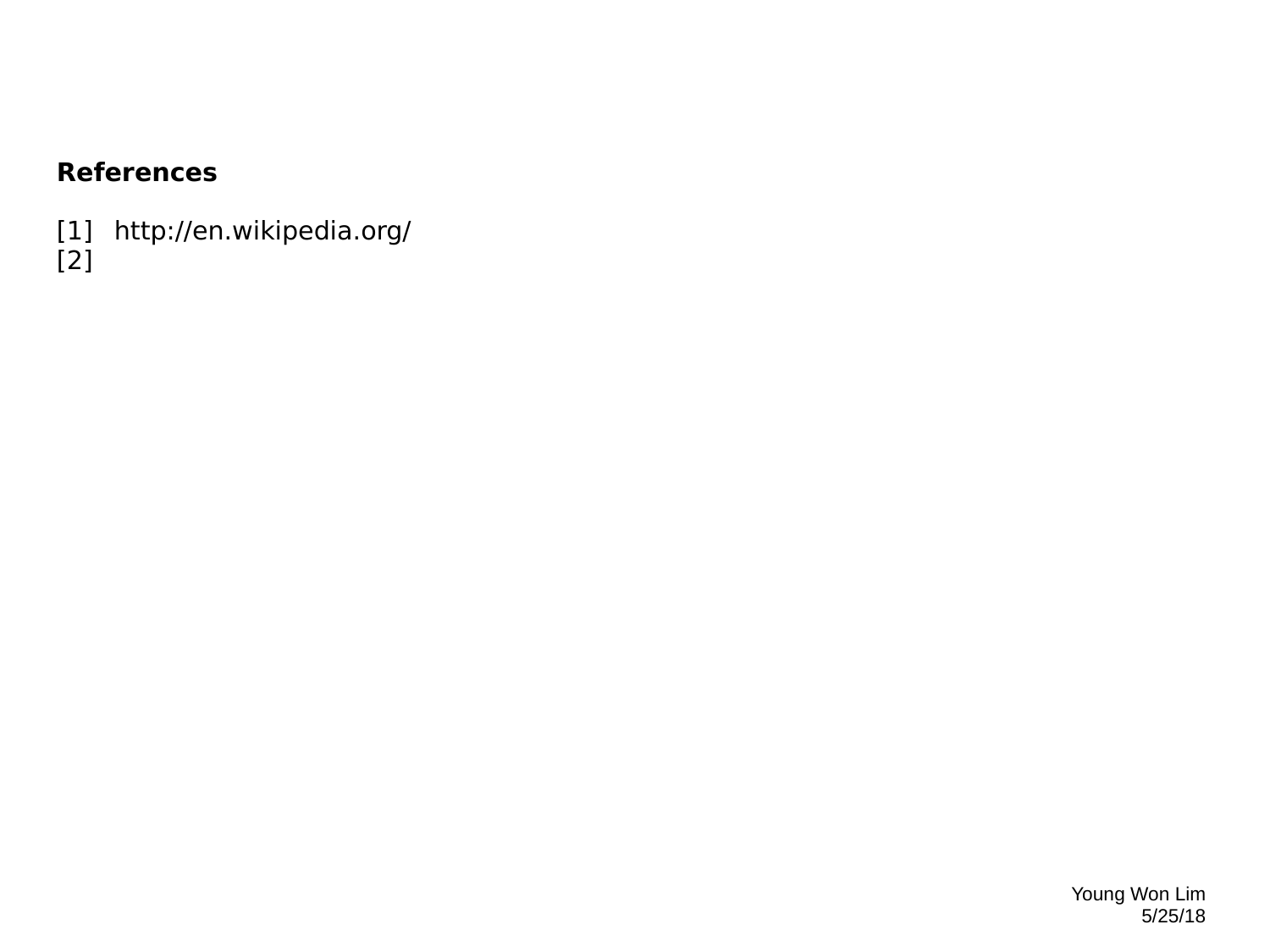**References**

[1] http://en.wikipedia.org/
[2]